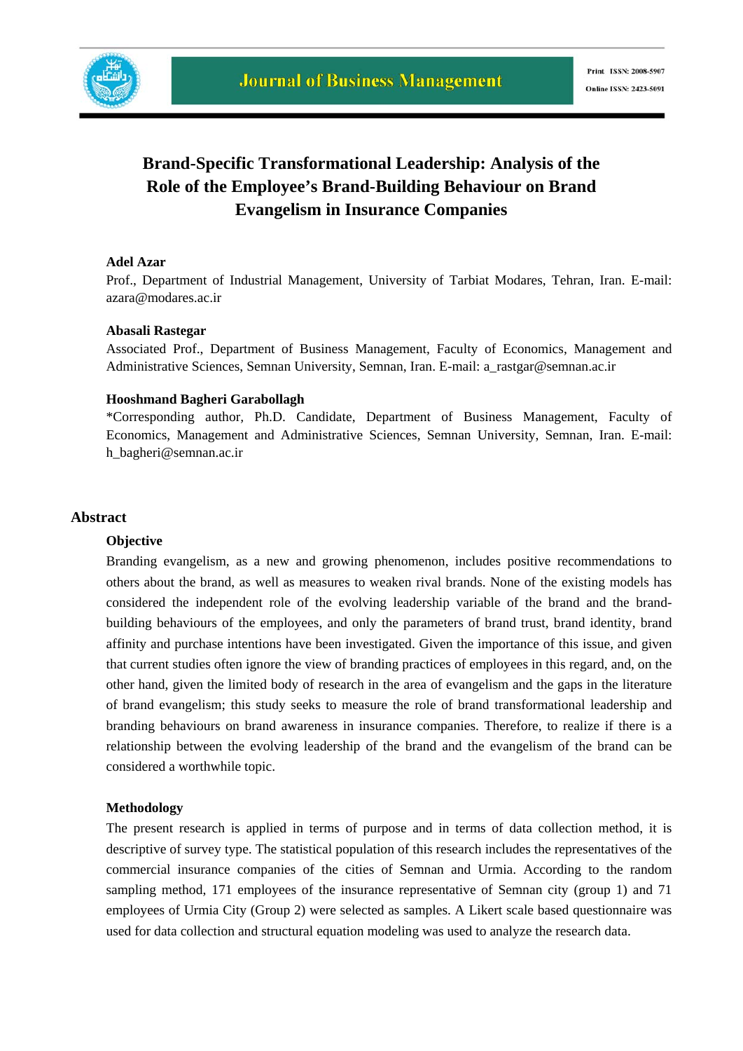# Brand-Specific Transformational Leadership: Analysis of the Role of the Employee's Brand-Building Behaviour on Brand Evangelism in Insurance Companies

**Adel Azar**

Prof., Department of Industrial Management, University of Tarbiat Modares, Tehran, Iran. E-mail: azara@modares.ac.ir

**Abasali Rastegar**

Associated Prof., Department of Business Management, Faculty of Economics, Management and Administrative Sciences, Semnan University, Semnan, Iran. E-mail: a_rastgar@semnan.ac.ir

**Hooshmand Bagheri Garabollagh**

*Corresponding author, Ph.D. Candidate, Department of Business Management, Faculty of Economics, Management and Administrative Sciences, Semnan University, Semnan, Iran. E-mail: h_bagheri@semnan.ac.ir

## Abstract

### Objective

Branding evangelism, as a new and growing phenomenon, includes positive recommendations to others about the brand, as well as measures to weaken rival brands. None of the existing models has considered the independent role of the evolving leadership variable of the brand and the brand-building behaviours of the employees, and only the parameters of brand trust, brand identity, brand affinity and purchase intentions have been investigated. Given the importance of this issue, and given that current studies often ignore the view of branding practices of employees in this regard, and, on the other hand, given the limited body of research in the area of evangelism and the gaps in the literature of brand evangelism; this study seeks to measure the role of brand transformational leadership and branding behaviours on brand awareness in insurance companies. Therefore, to realize if there is a relationship between the evolving leadership of the brand and the evangelism of the brand can be considered a worthwhile topic.

### Methodology

The present research is applied in terms of purpose and in terms of data collection method, it is descriptive of survey type. The statistical population of this research includes the representatives of the commercial insurance companies of the cities of Semnan and Urmia. According to the random sampling method, 171 employees of the insurance representative of Semnan city (group 1) and 71 employees of Urmia City (Group 2) were selected as samples. A Likert scale based questionnaire was used for data collection and structural equation modeling was used to analyze the research data.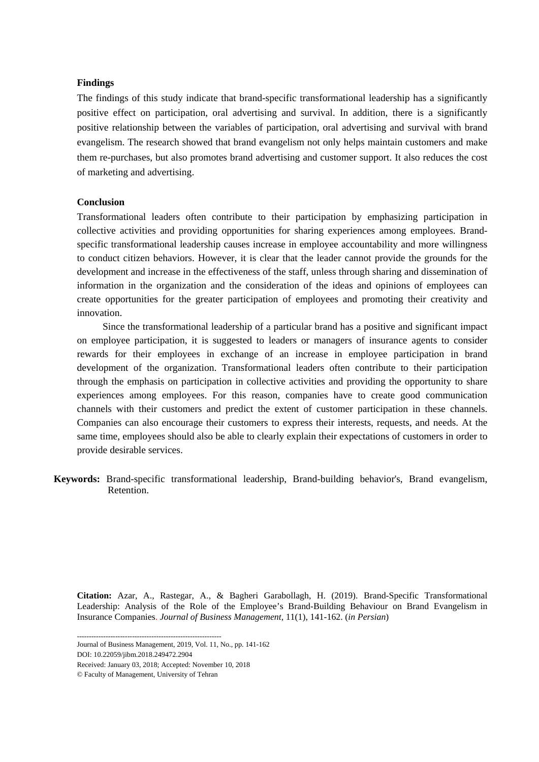**Findings**

The findings of this study indicate that brand-specific transformational leadership has a significantly positive effect on participation, oral advertising and survival. In addition, there is a significantly positive relationship between the variables of participation, oral advertising and survival with brand evangelism. The research showed that brand evangelism not only helps maintain customers and make them re-purchases, but also promotes brand advertising and customer support. It also reduces the cost of marketing and advertising.

**Conclusion**

Transformational leaders often contribute to their participation by emphasizing participation in collective activities and providing opportunities for sharing experiences among employees. Brand-specific transformational leadership causes increase in employee accountability and more willingness to conduct citizen behaviors. However, it is clear that the leader cannot provide the grounds for the development and increase in the effectiveness of the staff, unless through sharing and dissemination of information in the organization and the consideration of the ideas and opinions of employees can create opportunities for the greater participation of employees and promoting their creativity and innovation.

Since the transformational leadership of a particular brand has a positive and significant impact on employee participation, it is suggested to leaders or managers of insurance agents to consider rewards for their employees in exchange of an increase in employee participation in brand development of the organization. Transformational leaders often contribute to their participation through the emphasis on participation in collective activities and providing the opportunity to share experiences among employees. For this reason, companies have to create good communication channels with their customers and predict the extent of customer participation in these channels. Companies can also encourage their customers to express their interests, requests, and needs. At the same time, employees should also be able to clearly explain their expectations of customers in order to provide desirable services.

**Keywords:** Brand-specific transformational leadership, Brand-building behavior's, Brand evangelism, Retention.

**Citation:** Azar, A., Rastegar, A., & Bagheri Garabollagh, H. (2019). Brand-Specific Transformational Leadership: Analysis of the Role of the Employee's Brand-Building Behaviour on Brand Evangelism in Insurance Companies. *Journal of Business Management*, 11(1), 141-162. (*in Persian*)

Journal of Business Management, 2019, Vol. 11, No., pp. 141-162
DOI: 10.22059/jibm.2018.249472.2904
Received: January 03, 2018; Accepted: November 10, 2018
© Faculty of Management, University of Tehran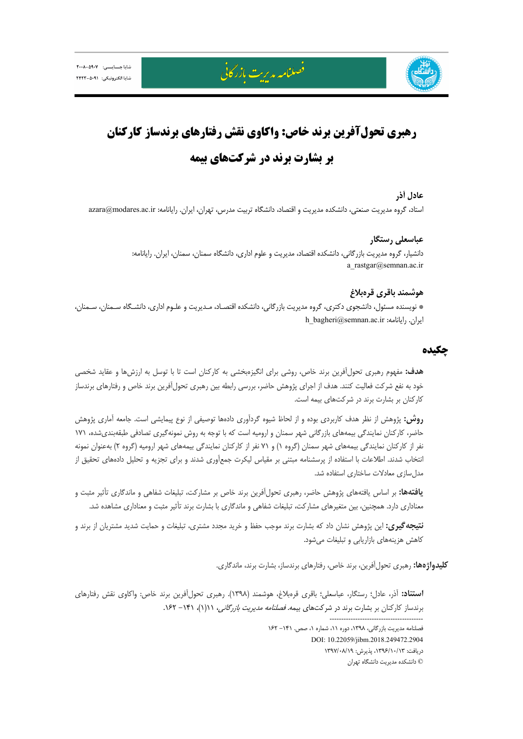# رهبری تحول‌آفرین برند خاص: واکاوی نقش رفتارهای برندساز کارکنان بر بشارت برند در شرکت‌های بیمه

**عادل آذر**

استاد، گروه مدیریت صنعتی، دانشکده مدیریت و اقتصاد، دانشگاه تربیت مدرس، تهران، ایران. رایانامه: azara@modares.ac.ir

**عباسعلی رستگار**

دانشیار، گروه مدیریت بازرگانی، دانشکده اقتصاد، مدیریت و علوم اداری، دانشگاه سمنان، سمنان، ایران. رایانامه: a_rastgar@semnan.ac.ir

**هوشمند باقری قره‌بلاغ**

* نویسنده مسئول، دانشجوی دکتری، گروه مدیریت بازرگانی، دانشکده اقتصاد، مدیریت و علوم اداری، دانشگاه سمنان، سمنان، ایران. رایانامه: h_bagheri@semnan.ac.ir

## چکیده

**هدف:** مفهوم رهبری تحول‌آفرین برند خاص، روشی برای انگیزه‌بخشی به کارکنان است تا با توسل به ارزش‌ها و عقاید شخصی خود به نفع شرکت فعالیت کنند. هدف از اجرای پژوهش حاضر، بررسی رابطه بین رهبری تحول‌آفرین برند خاص و رفتارهای برندساز کارکنان بر بشارت برند در شرکت‌های بیمه است.

**روش:** پژوهش از نظر هدف کاربردی بوده و از لحاظ شیوه گردآوری داده‌ها توصیفی از نوع پیمایشی است. جامعه آماری پژوهش حاضر، کارکنان نمایندگی بیمه‌های بازرگانی شهر سمنان و ارومیه است که با توجه به روش نمونه‌گیری تصادفی طبقه‌بندی‌شده، ۱۷۱ نفر از کارکنان نمایندگی بیمه‌های شهر سمنان (گروه ۱) و ۷۱ نفر از کارکنان نمایندگی بیمه‌های شهر ارومیه (گروه ۲) به‌عنوان نمونه انتخاب شدند. اطلاعات با استفاده از پرسشنامه مبتنی بر مقیاس لیکرت جمع‌آوری شدند و برای تجزیه و تحلیل داده‌های تحقیق از مدل‌سازی معادلات ساختاری استفاده شد.

**یافته‌ها:** بر اساس یافته‌های پژوهش حاضر، رهبری تحول‌آفرین برند خاص بر مشارکت، تبلیغات شفاهی و ماندگاری تأثیر مثبت و معناداری دارد. همچنین، بین متغیرهای مشارکت، تبلیغات شفاهی و ماندگاری با بشارت برند تأثیر مثبت و معناداری مشاهده شد.

**نتیجه‌گیری:** این پژوهش نشان داد که بشارت برند موجب حفظ و خرید مجدد مشتری، تبلیغات و حمایت شدید مشتریان از برند و کاهش هزینه‌های بازاریابی و تبلیغات می‌شود.

**کلیدواژه‌ها:** رهبری تحول‌آفرین، برند خاص، رفتارهای برندساز، بشارت برند، ماندگاری.

**استناد:** آذر، عادل؛ رستگار، عباسعلی؛ باقری قره‌بلاغ، هوشمند (۱۳۹۸). رهبری تحول‌آفرین برند خاص: واکاوی نقش رفتارهای برندساز کارکنان بر بشارت برند در شرکت‌های بیمه. *فصلنامه مدیریت بازرگانی*، ۱۱(۱)، ۱۴۱- ۱۶۲.

---

فصلنامه مدیریت بازرگانی، ۱۳۹۸، دوره ۱۱، شماره ۱، صص. ۱۴۱- ۱۶۲

DOI: 10.22059/jibm.2018.249472.2904

دریافت: ۱۳۹۶/۱۰/۱۳، پذیرش: ۱۳۹۷/۰۸/۱۹

© دانشکده مدیریت دانشگاه تهران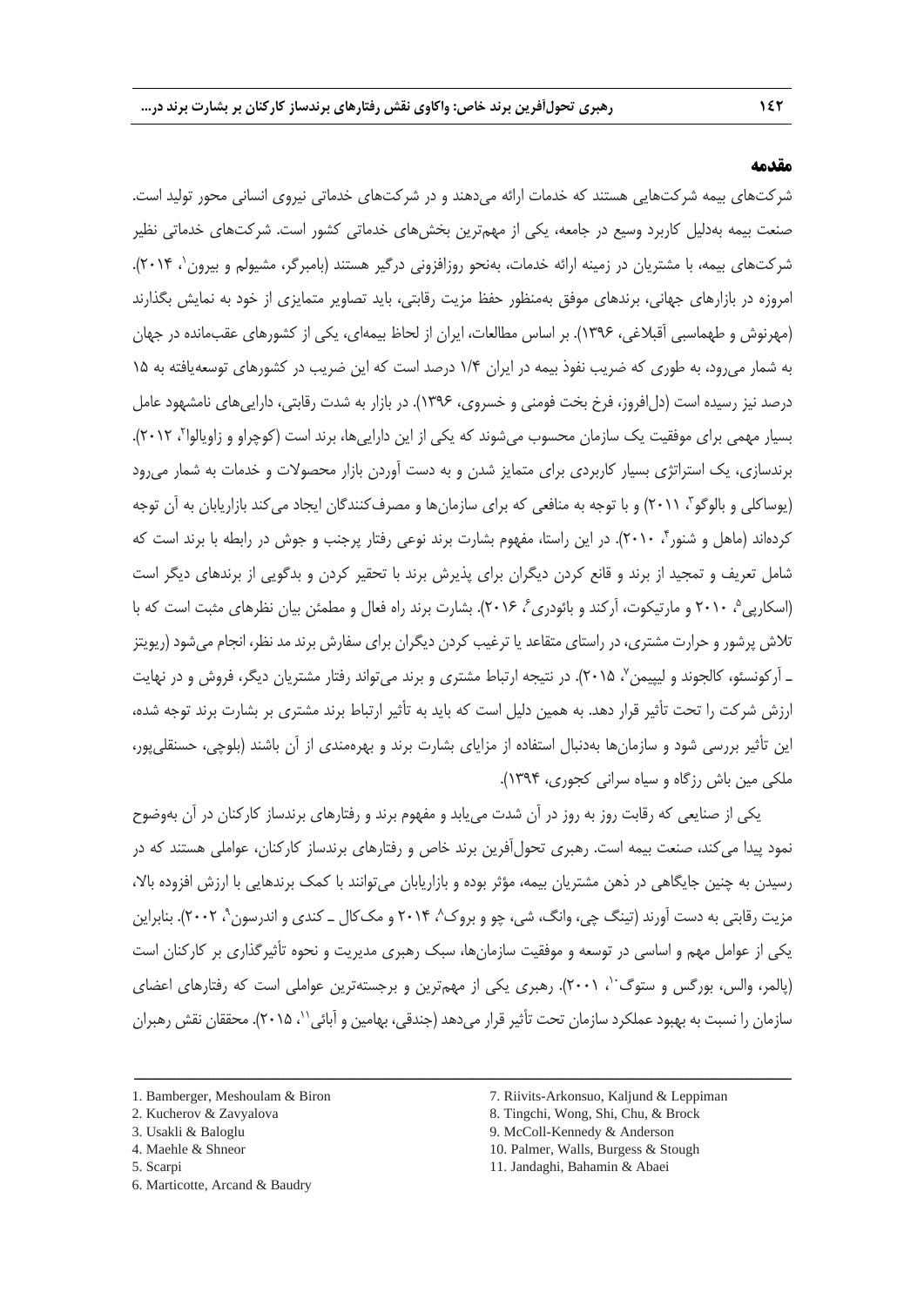## مقدمه

شرکت‌های بیمه شرکت‌هایی هستند که خدمات ارائه می‌دهند و در شرکت‌های خدماتی نیروی انسانی محور تولید است. صنعت بیمه به‌دلیل کاربرد وسیع در جامعه، یکی از مهم‌ترین بخش‌های خدماتی کشور است. شرکت‌های خدماتی نظیر شرکت‌های بیمه، با مشتریان در زمینه ارائه خدمات، به‌نحو روزافزونی درگیر هستند (بامبرگر، مشیولم و بیرون[1]، ۲۰۱۴). امروزه در بازارهای جهانی، برندهای موفق به‌منظور حفظ مزیت رقابتی، باید تصاویر متمایزی از خود به نمایش بگذارند (مهرنوش و طهماسبی آقبلاغی، ۱۳۹۶). بر اساس مطالعات، ایران از لحاظ بیمه‌ای، یکی از کشورهای عقب‌مانده در جهان به شمار می‌رود، به طوری که ضریب نفوذ بیمه در ایران ۱/۴ درصد است که این ضریب در کشورهای توسعه‌یافته به ۱۵ درصد نیز رسیده است (دل‌افروز، فرخ بخت فومنی و خسروی، ۱۳۹۶). در بازار به شدت رقابتی، دارایی‌های نامشهود عامل بسیار مهمی برای موفقیت یک سازمان محسوب می‌شوند که یکی از این دارایی‌ها، برند است (کوچراو و زاویالوا[2]، ۲۰۱۲). برندسازی، یک استراتژی بسیار کاربردی برای متمایز شدن و به دست آوردن بازار محصولات و خدمات به شمار می‌رود (یوساکلی و بالوگو[3]، ۲۰۱۱) و با توجه به منافعی که برای سازمان‌ها و مصرف‌کنندگان ایجاد می‌کند بازاریابان به آن توجه کرده‌اند (ماهل و شنور[4]، ۲۰۱۰). در این راستا، مفهوم بشارت برند نوعی رفتار پرجنب و جوش در رابطه با برند است که شامل تعریف و تمجید از برند و قانع کردن دیگران برای پذیرش برند با تحقیر کردن و بدگویی از برندهای دیگر است (اسکارپی[5]، ۲۰۱۰ و مارتیکوت، آرکند و بائودری[6]، ۲۰۱۶). بشارت برند راه فعال و مطمئن بیان نظرهای مثبت است که با تلاش پرشور و حرارت مشتری، در راستای متقاعد یا ترغیب کردن دیگران برای سفارش برند مد نظر، انجام می‌شود (ریویتز ـ آرکونسئو، کالجوند و لیپیمن[7]، ۲۰۱۵). در نتیجه ارتباط مشتری و برند می‌تواند رفتار مشتریان دیگر، فروش و در نهایت ارزش شرکت را تحت تأثیر قرار دهد. به همین دلیل است که باید به تأثیر ارتباط برند مشتری بر بشارت برند توجه شده، این تأثیر بررسی شود و سازمان‌ها به‌دنبال استفاده از مزایای بشارت برند و بهره‌مندی از آن باشند (بلوچی، حسنقلی‌پور، ملکی مین باش رزگاه و سیاه سرانی کجوری، ۱۳۹۴).

یکی از صنایعی که رقابت روز به روز در آن شدت می‌یابد و مفهوم برند و رفتارهای برندساز کارکنان در آن به‌وضوح نمود پیدا می‌کند، صنعت بیمه است. رهبری تحول‌آفرین برند خاص و رفتارهای برندساز کارکنان، عواملی هستند که در رسیدن به چنین جایگاهی در ذهن مشتریان بیمه، مؤثر بوده و بازاریابان می‌توانند با کمک برندهایی با ارزش افزوده بالا، مزیت رقابتی به دست آورند (تینگ چی، وانگ، شی، چو و بروک[8]، ۲۰۱۴ و مک‌کال ـ کندی و اندرسون[9]، ۲۰۰۲). بنابراین یکی از عوامل مهم و اساسی در توسعه و موفقیت سازمان‌ها، سبک رهبری مدیریت و نحوه تأثیرگذاری بر کارکنان است (پالمر، والس، بورگس و ستوگ[10]، ۲۰۰۱). رهبری یکی از مهم‌ترین و برجسته‌ترین عواملی است که رفتارهای اعضای سازمان را نسبت به بهبود عملکرد سازمان تحت تأثیر قرار می‌دهد (جندقی، بهامین و آبائی[11]، ۲۰۱۵). محققان نقش رهبران

---

1. Bamberger, Meshoulam & Biron
2. Kucherov & Zavyalova
3. Usakli & Baloglu
4. Maehle & Shneor
5. Scarpi
6. Marticotte, Arcand & Baudry
7. Riivits-Arkonsuo, Kaljund & Leppiman
8. Tingchi, Wong, Shi, Chu, & Brock
9. McColl-Kennedy & Anderson
10. Palmer, Walls, Burgess & Stough
11. Jandaghi, Bahamin & Abaei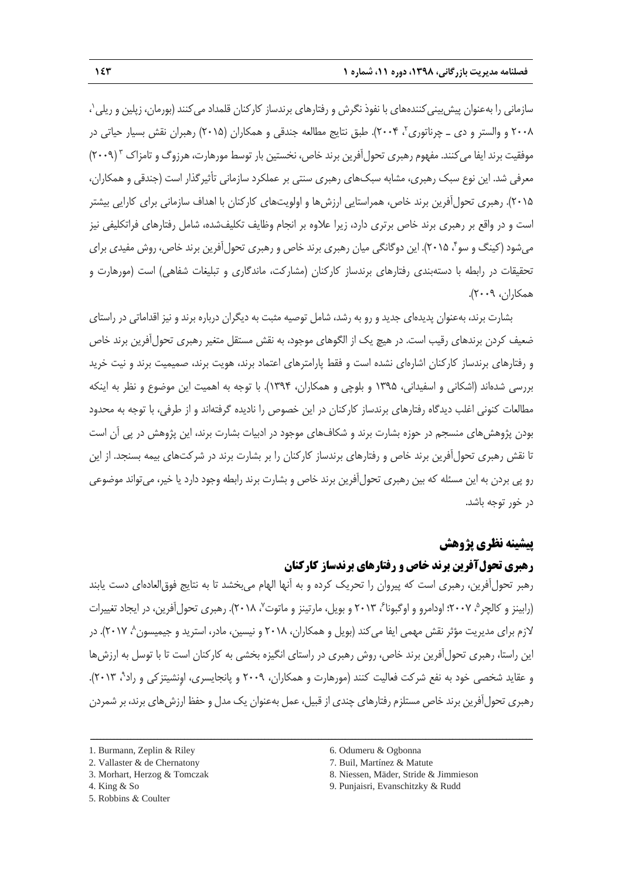سازمانی را به‌عنوان پیش‌بینی‌کننده‌های با نفوذ نگرش و رفتارهای برندساز کارکنان قلمداد می‌کنند (بورمان، زپلین و ریلی[1]، ۲۰۰۸ و والستر و دی ـ چرناتوری[2]، ۲۰۰۴). طبق نتایج مطالعه جندقی و همکاران (۲۰۱۵) رهبران نقش بسیار حیاتی در موفقیت برند ایفا می‌کنند. مفهوم رهبری تحول‌آفرین برند خاص، نخستین بار توسط مورهارت، هرزوگ و تامزاک[3] (۲۰۰۹) معرفی شد. این نوع سبک رهبری، مشابه سبک‌های رهبری سنتی بر عملکرد سازمانی تأثیرگذار است (جندقی و همکاران، ۲۰۱۵). رهبری تحول‌آفرین برند خاص، همراستایی ارزش‌ها و اولویت‌های کارکنان با اهداف سازمانی برای کارایی بیشتر است و در واقع بر رهبری برند خاص برتری دارد، زیرا علاوه بر انجام وظایف تکلیف‌شده، شامل رفتارهای فراتکلیفی نیز می‌شود (کینگ و سو[4]، ۲۰۱۵). این دوگانگی میان رهبری برند خاص و رهبری تحول‌آفرین برند خاص، روش مفیدی برای تحقیقات در رابطه با دسته‌بندی رفتارهای برندساز کارکنان (مشارکت، ماندگاری و تبلیغات شفاهی) است (مورهارت و همکاران، ۲۰۰۹).

بشارت برند، به‌عنوان پدیده‌ای جدید و رو به رشد، شامل توصیه مثبت به دیگران درباره برند و نیز اقداماتی در راستای ضعیف کردن برندهای رقیب است. در هیچ یک از الگوهای موجود، به نقش مستقل متغیر رهبری تحول‌آفرین برند خاص و رفتارهای برندساز کارکنان اشاره‌ای نشده است و فقط پارامترهای اعتماد برند، هویت برند، صمیمیت برند و نیت خرید بررسی شده‌اند (اشکانی و اسفیدانی، ۱۳۹۵ و بلوچی و همکاران، ۱۳۹۴). با توجه به اهمیت این موضوع و نظر به اینکه مطالعات کنونی اغلب دیدگاه رفتارهای برندساز کارکنان در این خصوص را نادیده گرفته‌اند و از طرفی، با توجه به محدود بودن پژوهش‌های منسجم در حوزه بشارت برند و شکاف‌های موجود در ادبیات بشارت برند، این پژوهش در پی آن است تا نقش رهبری تحول‌آفرین برند خاص و رفتارهای برندساز کارکنان را بر بشارت برند در شرکت‌های بیمه بسنجد. از این رو پی بردن به این مسئله که بین رهبری تحول‌آفرین برند خاص و بشارت برند رابطه وجود دارد یا خیر، می‌تواند موضوعی در خور توجه باشد.

## پیشینه نظری پژوهش

### رهبری تحول‌آفرین برند خاص و رفتارهای برندساز کارکنان

رهبر تحول‌آفرین، رهبری است که پیروان را تحریک کرده و به آنها الهام می‌بخشد تا به نتایج فوق‌العاده‌ای دست یابند (رابینز و کالچر[5]، ۲۰۰۷؛ اودامرو و اوگبونا[6]، ۲۰۱۳ و بویل، مارتینز و ماتوت[7]، ۲۰۱۸). رهبری تحول‌آفرین، در ایجاد تغییرات لازم برای مدیریت مؤثر نقش مهمی ایفا می‌کند (بویل و همکاران، ۲۰۱۸ و نیسین، مادر، استرید و جیمیسون[8]، ۲۰۱۷). در این راستا، رهبری تحول‌آفرین برند خاص، روش رهبری در راستای انگیزه بخشی به کارکنان است تا با توسل به ارزش‌ها و عقاید شخصی خود به نفع شرکت فعالیت کنند (مورهارت و همکاران، ۲۰۰۹ و پانجایسری، اونشیتزکی و راد[9]، ۲۰۱۳). رهبری تحول‌آفرین برند خاص مستلزم رفتارهای چندی از قبیل، عمل به‌عنوان یک مدل و حفظ ارزش‌های برند، بر شمردن

---

1. Burmann, Zeplin & Riley
2. Vallaster & de Chernatony
3. Morhart, Herzog & Tomczak
4. King & So
5. Robbins & Coulter
6. Odumeru & Ogbonna
7. Buil, Martínez & Matute
8. Niessen, Mäder, Stride & Jimmieson
9. Punjaisri, Evanschitzky & Rudd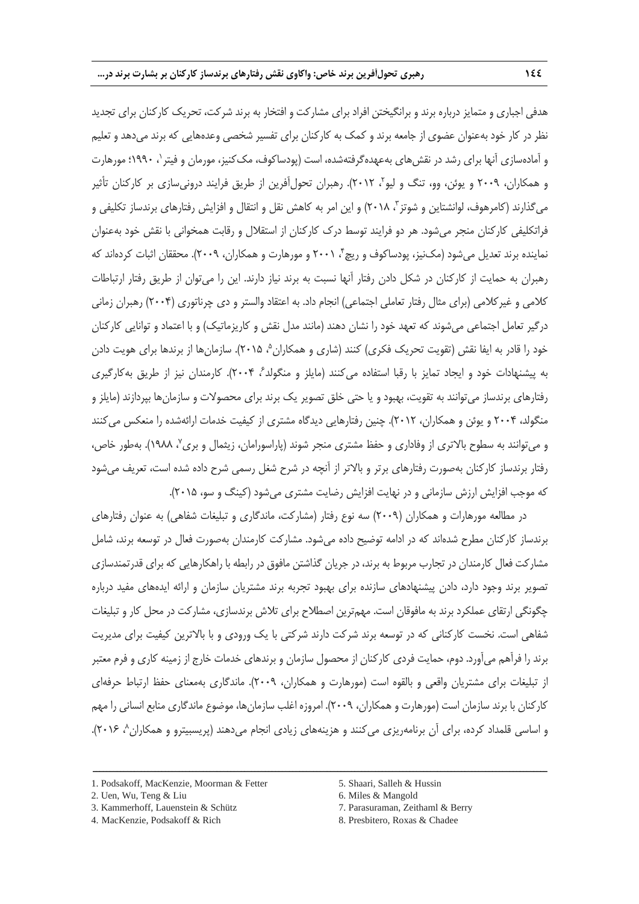هدفی اجباری و متمایز درباره برند و برانگیختن افراد برای مشارکت و افتخار به برند شرکت، تحریک کارکنان برای تجدید نظر در کار خود به‌عنوان عضوی از جامعه برند و کمک به کارکنان برای تفسیر شخصی وعده‌هایی که برند می‌دهد و تعلیم و آماده‌سازی آنها برای رشد در نقش‌های به‌عهده‌گرفته‌شده، است (پودساکوف، مک‌کنیز، مورمان و فیتر[1]، ۱۹۹۰؛ مورهارت و همکاران، ۲۰۰۹ و یوئن، وو، تنگ و لیو[2]، ۲۰۱۲). رهبران تحول‌آفرین از طریق فرایند درونی‌سازی بر کارکنان تأثیر می‌گذارند (کامرهوف، لوانشتاین و شوتز[3]، ۲۰۱۸) و این امر به کاهش نقل و انتقال و افزایش رفتارهای برندساز تکلیفی و فراتکلیفی کارکنان منجر می‌شود. هر دو فرایند توسط درک کارکنان از استقلال و رقابت همخوانی با نقش خود به‌عنوان نماینده برند تعدیل می‌شود (مک‌نیز، پودساکوف و ریچ[4]، ۲۰۰۱ و مورهارت و همکاران، ۲۰۰۹). محققان اثبات کرده‌اند که رهبران به حمایت از کارکنان در شکل دادن رفتار آنها نسبت به برند نیاز دارند. این را می‌توان از طریق رفتار ارتباطات کلامی و غیرکلامی (برای مثال رفتار تعاملی اجتماعی) انجام داد. به اعتقاد والستر و دی چرناتوری (۲۰۰۴) رهبران زمانی درگیر تعامل اجتماعی می‌شوند که تعهد خود را نشان دهند (مانند مدل نقش و کاریزماتیک) و با اعتماد و توانایی کارکنان خود را قادر به ایفا نقش (تقویت تحریک فکری) کنند (شاری و همکاران[5]، ۲۰۱۵). سازمان‌ها از برندها برای هویت دادن به پیشنهادات خود و ایجاد تمایز با رقبا استفاده می‌کنند (مایلز و منگولد[6]، ۲۰۰۴). کارمندان نیز از طریق به‌کارگیری رفتارهای برندساز می‌توانند به تقویت، بهبود و یا حتی خلق تصویر یک برند برای محصولات و سازمان‌ها بپردازند (مایلز و منگولد، ۲۰۰۴ و یوئن و همکاران، ۲۰۱۲). چنین رفتارهایی دیدگاه مشتری از کیفیت خدمات ارائه‌شده را منعکس می‌کنند و می‌توانند به سطوح بالاتری از وفاداری و حفظ مشتری منجر شوند (پاراسورامان، زیثمال و بری[7]، ۱۹۸۸). به‌طور خاص، رفتار برندساز کارکنان به‌صورت رفتارهای برتر و بالاتر از آنچه در شرح شغل رسمی شرح داده شده است، تعریف می‌شود که موجب افزایش ارزش سازمانی و در نهایت افزایش رضایت مشتری می‌شود (کینگ و سو، ۲۰۱۵).

در مطالعه مورهارت و همکاران (۲۰۰۹) سه نوع رفتار (مشارکت، ماندگاری و تبلیغات شفاهی) به عنوان رفتارهای برندساز کارکنان مطرح شده‌اند که در ادامه توضیح داده می‌شود. مشارکت کارمندان به‌صورت فعال در توسعه برند، شامل مشارکت فعال کارمندان در تجارب مربوط به برند، در جریان گذاشتن مافوق در رابطه با راهکارهایی که برای قدرتمندسازی تصویر برند وجود دارد، دادن پیشنهادهای سازنده برای بهبود تجربه برند مشتریان سازمان و ارائه ایده‌های مفید درباره چگونگی ارتقای عملکرد برند به مافوقان است. مهم‌ترین اصطلاح برای تلاش برندسازی، مشارکت در محل کار و تبلیغات شفاهی است. نخست کارکنانی که در توسعه برند شرکت دارند شرکتی با یک ورودی و با بالاترین کیفیت برای مدیریت برند را فراهم می‌آورد. دوم، حمایت فردی کارکنان از محصول سازمان و برندهای خدمات خارج از زمینه کاری و فرم معتبر از تبلیغات برای مشتریان واقعی و بالقوه است (مورهارت و همکاران، ۲۰۰۹). ماندگاری به‌معنای حفظ ارتباط حرفه‌ای کارکنان با برند سازمان است (مورهارت و همکاران، ۲۰۰۹). امروزه اغلب سازمان‌ها، موضوع ماندگاری منابع انسانی را مهم و اساسی قلمداد کرده، برای آن برنامه‌ریزی می‌کنند و هزینه‌های زیادی انجام می‌دهند (پریسبیترو و همکاران[8]، ۲۰۱۶).

---

1. Podsakoff, MacKenzie, Moorman & Fetter
2. Uen, Wu, Teng & Liu
3. Kammerhoff, Lauenstein & Schütz
4. MacKenzie, Podsakoff & Rich
5. Shaari, Salleh & Hussin
6. Miles & Mangold
7. Parasuraman, Zeithaml & Berry
8. Presbitero, Roxas & Chadee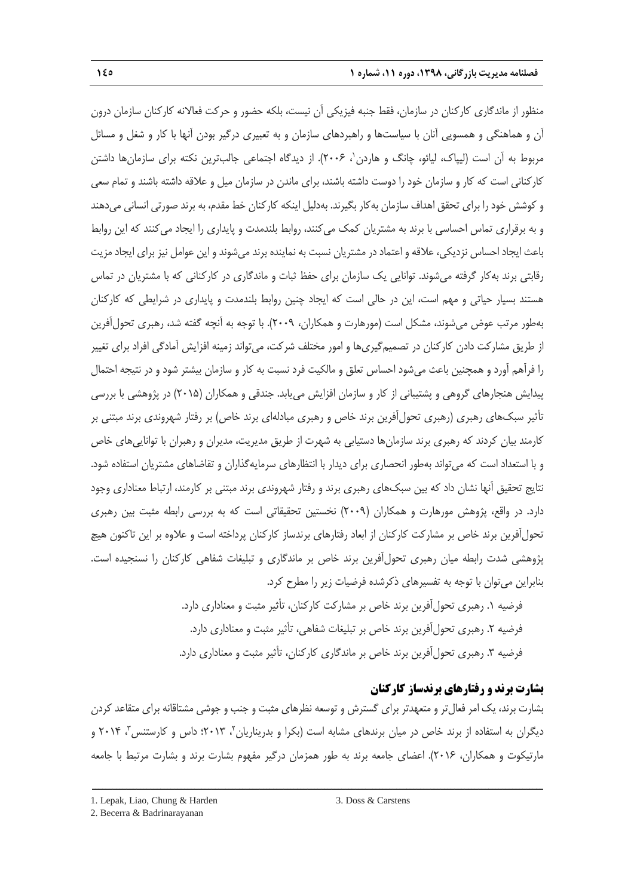منظور از ماندگاری کارکنان در سازمان، فقط جنبه فیزیکی آن نیست، بلکه حضور و حرکت فعالانه کارکنان سازمان درون آن و هماهنگی و همسویی آنان با سیاست‌ها و راهبردهای سازمان و به تعبیری درگیر بودن آنها با کار و شغل و مسائل مربوط به آن است (لیپاک، لیائو، چانگ و هاردن[1]، ۲۰۰۶). از دیدگاه اجتماعی جالب‌ترین نکته برای سازمان‌ها داشتن کارکنانی است که کار و سازمان خود را دوست داشته باشند، برای ماندن در سازمان میل و علاقه داشته باشند و تمام سعی و کوشش خود را برای تحقق اهداف سازمان به‌کار بگیرند. به‌دلیل اینکه کارکنان خط مقدم، به برند صورتی انسانی می‌دهند و به برقراری تماس احساسی با برند به مشتریان کمک می‌کنند، روابط بلندمدت و پایداری را ایجاد می‌کنند که این روابط باعث ایجاد احساس نزدیکی، علاقه و اعتماد در مشتریان نسبت به نماینده برند می‌شوند و این عوامل نیز برای ایجاد مزیت رقابتی برند به‌کار گرفته می‌شوند. توانایی یک سازمان برای حفظ ثبات و ماندگاری در کارکنانی که با مشتریان در تماس هستند بسیار حیاتی و مهم است، این در حالی است که ایجاد چنین روابط بلندمدت و پایداری در شرایطی که کارکنان به‌طور مرتب عوض می‌شوند، مشکل است (مورهارت و همکاران، ۲۰۰۹). با توجه به آنچه گفته شد، رهبری تحول‌آفرین از طریق مشارکت دادن کارکنان در تصمیم‌گیری‌ها و امور مختلف شرکت، می‌تواند زمینه افزایش آمادگی افراد برای تغییر را فرآهم آورد و همچنین باعث می‌شود احساس تعلق و مالکیت فرد نسبت به کار و سازمان بیشتر شود و در نتیجه احتمال پیدایش هنجارهای گروهی و پشتیبانی از کار و سازمان افزایش می‌یابد. جندقی و همکاران (۲۰۱۵) در پژوهشی با بررسی تأثیر سبک‌های رهبری (رهبری تحول‌آفرین برند خاص و رهبری مبادله‌ای برند خاص) بر رفتار شهروندی برند مبتنی بر کارمند بیان کردند که رهبری برند سازمان‌ها دستیابی به شهرت از طریق مدیریت، مدیران و رهبران با توانایی‌های خاص و با استعداد است که می‌تواند به‌طور انحصاری برای دیدار با انتظارهای سرمایه‌گذاران و تقاضاهای مشتریان استفاده شود. نتایج تحقیق آنها نشان داد که بین سبک‌های رهبری برند و رفتار شهروندی برند مبتنی بر کارمند، ارتباط معناداری وجود دارد. در واقع، پژوهش مورهارت و همکاران (۲۰۰۹) نخستین تحقیقاتی است که به بررسی رابطه مثبت بین رهبری تحول‌آفرین برند خاص بر مشارکت کارکنان از ابعاد رفتارهای برندساز کارکنان پرداخته است و علاوه بر این تاکنون هیچ پژوهشی شدت رابطه میان رهبری تحول‌آفرین برند خاص بر ماندگاری و تبلیغات شفاهی کارکنان را نسنجیده است. بنابراین می‌توان با توجه به تفسیرهای ذکرشده فرضیات زیر را مطرح کرد.

فرضیه ۱. رهبری تحول‌آفرین برند خاص بر مشارکت کارکنان، تأثیر مثبت و معناداری دارد.

فرضیه ۲. رهبری تحول‌آفرین برند خاص بر تبلیغات شفاهی، تأثیر مثبت و معناداری دارد.

فرضیه ۳. رهبری تحول‌آفرین برند خاص بر ماندگاری کارکنان، تأثیر مثبت و معناداری دارد.

## بشارت برند و رفتارهای برندساز کارکنان

بشارت برند، یک امر فعال‌تر و متعهدتر برای گسترش و توسعه نظرهای مثبت و جنب و جوشی مشتاقانه برای متقاعد کردن دیگران به استفاده از برند خاص در میان برندهای مشابه است (بکرا و بدریناریان[2]، ۲۰۱۳؛ داس و کارستنس[3]، ۲۰۱۴ و مارتیکوت و همکاران، ۲۰۱۶). اعضای جامعه برند به طور همزمان درگیر مفهوم بشارت برند و بشارت مرتبط با جامعه

---

1. Lepak, Liao, Chung & Harden
2. Becerra & Badrinarayanan
3. Doss & Carstens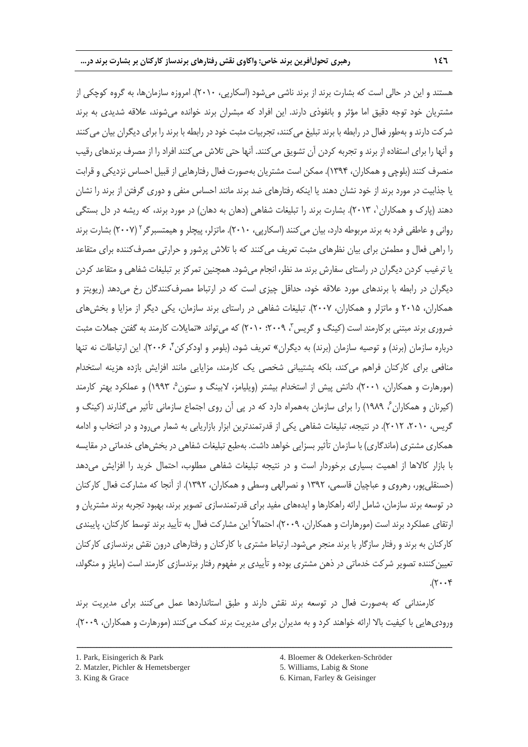هستند و این در حالی است که بشارت برند از برند ناشی می‌شود (اسکارپی، ۲۰۱۰). امروزه سازمان‌ها، به گروه کوچکی از مشتریان خود توجه دقیق اما مؤثر و بانفوذی دارند. این افراد که مبشران برند خوانده می‌شوند، علاقه شدیدی به برند شرکت دارند و به‌طور فعال در رابطه با برند تبلیغ می‌کنند، تجربیات مثبت خود در رابطه با برند را برای دیگران بیان می‌کنند و آنها را برای استفاده از برند و تجربه کردن آن تشویق می‌کنند. آنها حتی تلاش می‌کنند افراد را از مصرف برندهای رقیب منصرف کنند (بلوچی و همکاران، ۱۳۹۴). ممکن است مشتریان به‌صورت فعال رفتارهایی از قبیل احساس نزدیکی و قرابت یا جذابیت در مورد برند از خود نشان دهند یا اینکه رفتارهای ضد برند مانند احساس منفی و دوری گرفتن از برند را نشان دهند (پارک و همکاران[1]، ۲۰۱۳). بشارت برند را تبلیغات شفاهی (دهان به دهان) در مورد برند، که ریشه در دل بستگی روانی و عاطفی فرد به برند مربوطه دارد، بیان می‌کنند (اسکارپی، ۲۰۱۰). ماتزلر، پیچلر و هیمتسبرگر[2] (۲۰۰۷) بشارت برند را راهی فعال و مطمئن برای بیان نظرهای مثبت تعریف می‌کنند که با تلاش پرشور و حرارتی مصرف‌کننده برای متقاعد یا ترغیب کردن دیگران در راستای سفارش برند مد نظر، انجام می‌شود. همچنین تمرکز بر تبلیغات شفاهی و متقاعد کردن دیگران در رابطه با برندهای مورد علاقه خود، حداقل چیزی است که در ارتباط مصرف‌کنندگان رخ می‌دهد (ریویتز و همکاران، ۲۰۱۵ و ماتزلر و همکاران، ۲۰۰۷). تبلیغات شفاهی در راستای برند سازمان، یکی دیگر از مزایا و بخش‌های ضروری برند مبتنی برکارمند است (کینگ و گریس[3]، ۲۰۰۹؛ ۲۰۱۰) که می‌تواند «تمایلات کارمند به گفتن جملات مثبت درباره سازمان (برند) و توصیه سازمان (برند) به دیگران» تعریف شود، (بلومر و اودکرکن[4]، ۲۰۰۶). این ارتباطات نه تنها منافعی برای کارکنان فراهم می‌کند، بلکه پشتیبانی شخصی یک کارمند، مزایایی مانند افزایش بازده هزینه استخدام (مورهارت و همکاران، ۲۰۰۱)، دانش پیش از استخدام بیشتر (ویلیامز، لابینگ و ستون[5]، ۱۹۹۳) و عملکرد بهتر کارمند (کیرنان و همکاران[6]، ۱۹۸۹) را برای سازمان به‌همراه دارد که در پی آن روی اجتماع سازمانی تأثیر می‌گذارند (کینگ و گریس، ۲۰۱۰، ۲۰۱۲). در نتیجه، تبلیغات شفاهی یکی از قدرتمندترین ابزار بازاریابی به شمار می‌رود و در انتخاب و ادامه همکاری مشتری (ماندگاری) با سازمان تأثیر بسزایی خواهد داشت. به‌طبع تبلیغات شفاهی در بخش‌های خدماتی در مقایسه با بازار کالاها از اهمیت بسیاری برخوردار است و در نتیجه تبلیغات شفاهی مطلوب، احتمال خرید را افزایش می‌دهد (حسنقلی‌پور، رهروی و عباچیان قاسمی، ۱۳۹۲ و نصرالهی وسطی و همکاران، ۱۳۹۲). از آنجا که مشارکت فعال کارکنان در توسعه برند سازمان، شامل ارائه راهکارها و ایده‌های مفید برای قدرتمندسازی تصویر برند، بهبود تجربه برند مشتریان و ارتقای عملکرد برند است (مورهارت و همکاران، ۲۰۰۹)، احتمالاً این مشارکت فعال به تأیید برند توسط کارکنان، پایبندی کارکنان به برند و رفتار سازگار با برند منجر می‌شود. ارتباط مشتری با کارکنان و رفتارهای درون نقش برندسازی کارکنان تعیین‌کننده تصویر شرکت خدماتی در ذهن مشتری بوده و تأییدی بر مفهوم رفتار برندسازی کارمند است (مایلز و منگولد، ۲۰۰۴).

کارمندانی که به‌صورت فعال در توسعه برند نقش دارند و طبق استانداردها عمل می‌کنند برای مدیریت برند ورودی‌هایی با کیفیت بالا ارائه خواهند کرد و به مدیران برای مدیریت برند کمک می‌کنند (مورهارت و همکاران، ۲۰۰۹).

---

1. Park, Eisingerich & Park
2. Matzler, Pichler & Hemetsberger
3. King & Grace
4. Bloemer & Odekerken-Schröder
5. Williams, Labig & Stone
6. Kirnan, Farley & Geisinger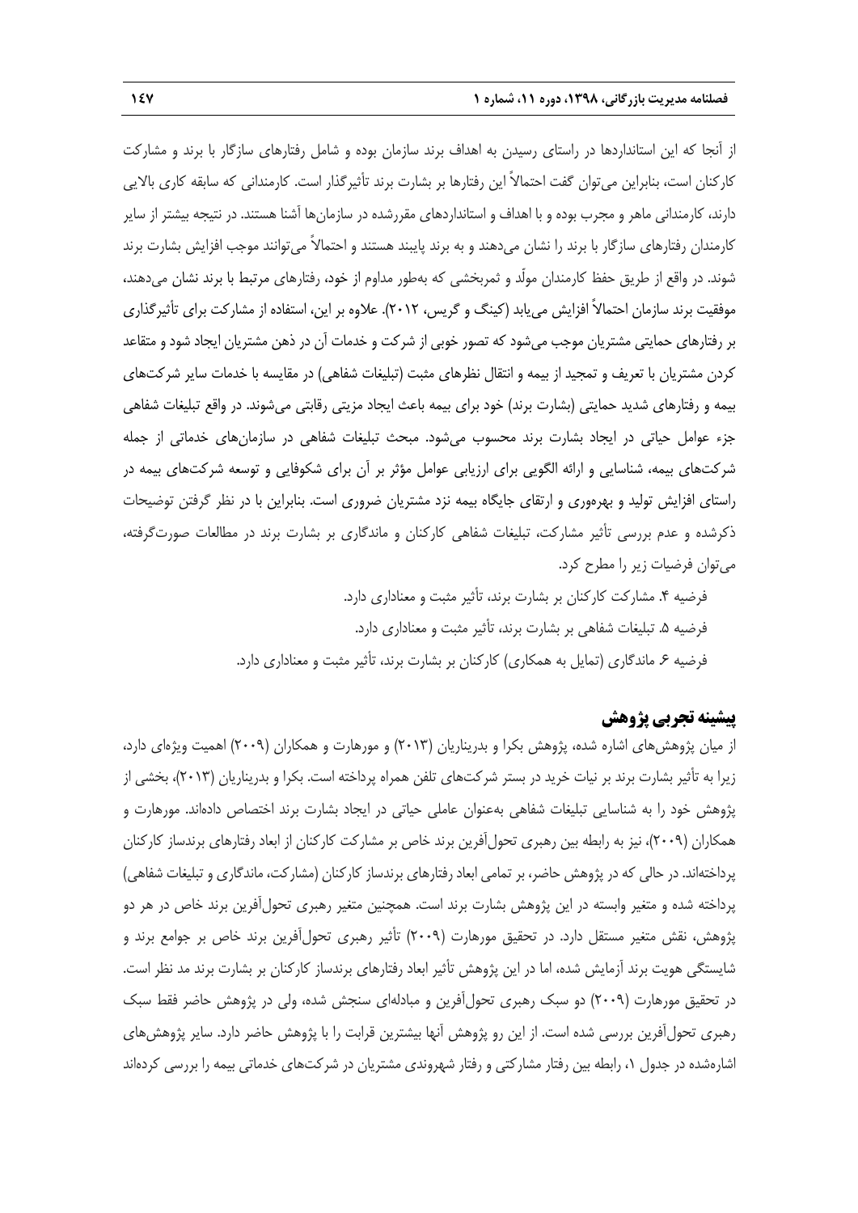از آنجا که این استانداردها در راستای رسیدن به اهداف برند سازمان بوده و شامل رفتارهای سازگار با برند و مشارکت کارکنان است، بنابراین می‌توان گفت احتمالاً این رفتارها بر بشارت برند تأثیرگذار است. کارمندانی که سابقه کاری بالایی دارند، کارمندانی ماهر و مجرب بوده و با اهداف و استانداردهای مقررشده در سازمان‌ها آشنا هستند. در نتیجه بیشتر از سایر کارمندان رفتارهای سازگار با برند را نشان می‌دهند و به برند پایبند هستند و احتمالاً می‌توانند موجب افزایش بشارت برند شوند. در واقع از طریق حفظ کارمندان مولّد و ثمربخشی که به‌طور مداوم از خود، رفتارهای مرتبط با برند نشان می‌دهند، موفقیت برند سازمان احتمالاً افزایش می‌یابد (کینگ و گریس، ۲۰۱۲). علاوه بر این، استفاده از مشارکت برای تأثیرگذاری بر رفتارهای حمایتی مشتریان موجب می‌شود که تصور خوبی از شرکت و خدمات آن در ذهن مشتریان ایجاد شود و متقاعد کردن مشتریان با تعریف و تمجید از بیمه و انتقال نظرهای مثبت (تبلیغات شفاهی) در مقایسه با خدمات سایر شرکت‌های بیمه و رفتارهای شدید حمایتی (بشارت برند) خود برای بیمه باعث ایجاد مزیتی رقابتی می‌شوند. در واقع تبلیغات شفاهی جزء عوامل حیاتی در ایجاد بشارت برند محسوب می‌شود. مبحث تبلیغات شفاهی در سازمان‌های خدماتی از جمله شرکت‌های بیمه، شناسایی و ارائه الگویی برای ارزیابی عوامل مؤثر بر آن برای شکوفایی و توسعه شرکت‌های بیمه در راستای افزایش تولید و بهره‌وری و ارتقای جایگاه بیمه نزد مشتریان ضروری است. بنابراین با در نظر گرفتن توضیحات ذکرشده و عدم بررسی تأثیر مشارکت، تبلیغات شفاهی کارکنان و ماندگاری بر بشارت برند در مطالعات صورت‌گرفته، می‌توان فرضیات زیر را مطرح کرد.

فرضیه ۴. مشارکت کارکنان بر بشارت برند، تأثیر مثبت و معناداری دارد.

فرضیه ۵. تبلیغات شفاهی بر بشارت برند، تأثیر مثبت و معناداری دارد.

فرضیه ۶. ماندگاری (تمایل به همکاری) کارکنان بر بشارت برند، تأثیر مثبت و معناداری دارد.

## پیشینه تجربی پژوهش

از میان پژوهش‌های اشاره شده، پژوهش بکرا و بدریناریان (۲۰۱۳) و مورهارت و همکاران (۲۰۰۹) اهمیت ویژه‌ای دارد، زیرا به تأثیر بشارت برند بر نیات خرید در بستر شرکت‌های تلفن همراه پرداخته است. بکرا و بدریناریان (۲۰۱۳)، بخشی از پژوهش خود را به شناسایی تبلیغات شفاهی به‌عنوان عاملی حیاتی در ایجاد بشارت برند اختصاص داده‌اند. مورهارت و همکاران (۲۰۰۹)، نیز به رابطه بین رهبری تحول‌آفرین برند خاص بر مشارکت کارکنان از ابعاد رفتارهای برندساز کارکنان پرداخته‌اند. در حالی که در پژوهش حاضر، بر تمامی ابعاد رفتارهای برندساز کارکنان (مشارکت، ماندگاری و تبلیغات شفاهی) پرداخته شده و متغیر وابسته در این پژوهش بشارت برند است. همچنین متغیر رهبری تحول‌آفرین برند خاص در هر دو پژوهش، نقش متغیر مستقل دارد. در تحقیق مورهارت (۲۰۰۹) تأثیر رهبری تحول‌آفرین برند خاص بر جوامع برند و شایستگی هویت برند آزمایش شده، اما در این پژوهش تأثیر ابعاد رفتارهای برندساز کارکنان بر بشارت برند مد نظر است. در تحقیق مورهارت (۲۰۰۹) دو سبک رهبری تحول‌آفرین و مبادله‌ای سنجش شده، ولی در پژوهش حاضر فقط سبک رهبری تحول‌آفرین بررسی شده است. از این رو پژوهش آنها بیشترین قرابت را با پژوهش حاضر دارد. سایر پژوهش‌های اشاره‌شده در جدول ۱، رابطه بین رفتار مشارکتی و رفتار شهروندی مشتریان در شرکت‌های خدماتی بیمه را بررسی کرده‌اند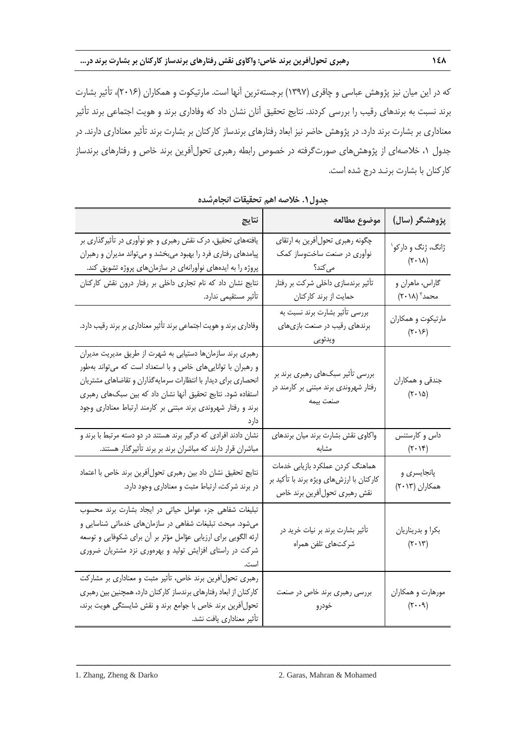که در این میان نیز پژوهش عباسی و چاقری (۱۳۹۷) برجسته‌ترین آنها است. مارتیکوت و همکاران (۲۰۱۶)، تأثیر بشارت برند نسبت به برندهای رقیب را بررسی کردند. نتایج تحقیق آنان نشان داد که وفاداری برند و هویت اجتماعی برند تأثیر معناداری بر بشارت برند دارد. در پژوهش حاضر نیز ابعاد رفتارهای برندساز کارکنان بر بشارت برند تأثیر معناداری دارند. در جدول ۱، خلاصه‌ای از پژوهش‌های صورت‌گرفته در خصوص رابطه رهبری تحول‌آفرین برند خاص و رفتارهای برندساز کارکنان با بشارت برنـد درج شده است.

**جدول ۱. خلاصه اهم تحقیقات انجام‌شده**

| پژوهشگر (سال) | موضوع مطالعه | نتایج |
|---|---|---|
| ژانگ، ژنگ و دارکو[1] (۲۰۱۸) | چگونه رهبری تحول‌آفرین به ارتقای نوآوری در صنعت ساخت‌وساز کمک می‌کند؟ | یافته‌های تحقیق، درک نقش رهبری و جو نوآوری در تأثیرگذاری بر پیامدهای رفتاری فرد را بهبود می‌بخشد و می‌تواند مدیران و رهبران پروژه را به ایده‌های نوآورانه‌ای در سازمان‌های پروژه تشویق کند. |
| گاراس، ماهران و محمد[2] (۲۰۱۸) | تأثیر برندسازی داخلی شرکت بر رفتار حمایت از برند کارکنان | نتایج نشان داد که نام تجاری داخلی بر رفتار درون نقش کارکنان تأثیر مستقیمی ندارد. |
| مارتیکوت و همکاران (۲۰۱۶) | بررسی تأثیر بشارت برند نسبت به برندهای رقیب در صنعت بازی‌های ویدئویی | وفاداری برند و هویت اجتماعی برند تأثیر معناداری بر برند رقیب دارد. |
| جندقی و همکاران (۲۰۱۵) | بررسی تأثیر سبک‌های رهبری برند بر رفتار شهروندی برند مبتنی بر کارمند در صنعت بیمه | رهبری برند سازمان‌ها دستیابی به شهرت از طریق مدیریت مدیران و رهبران با توانایی‌های خاص و با استعداد است که می‌تواند به‌طور انحصاری برای دیدار با انتظارات سرمایه‌گذاران و تقاضاهای مشتریان استفاده شود. نتایج تحقیق آنها نشان داد که بین سبک‌های رهبری برند و رفتار شهروندی برند مبتنی بر کارمند ارتباط معناداری وجود دارد |
| داس و کارستنس (۲۰۱۴) | واکاوی نقش بشارت برند میان برندهای مشابه | نشان دادند افرادی که درگیر برند هستند در دو دسته مرتبط با برند و مباشران قرار دارند که مباشران برند بر برند تأثیرگذار هستند. |
| پانجایسری و همکاران (۲۰۱۳) | هماهنگ کردن عملکرد بازیابی خدمات کارکنان با ارزش‌های ویژه برند با تأکید بر نقش رهبری تحول‌آفرین برند خاص | نتایج تحقیق نشان داد بین رهبری تحول‌آفرین برند خاص با اعتماد در برند شرکت، ارتباط مثبت و معناداری وجود دارد. |
| بکرا و بدریناریان (۲۰۱۳) | تأثیر بشارت برند بر نیات خرید در شرکت‌های تلفن همراه | تبلیغات شفاهی جزء عوامل حیاتی در ایجاد بشارت برند محسوب می‌شود. مبحث تبلیغات شفاهی در سازمان‌های خدماتی شناسایی و ارئه الگویی برای ارزیابی عوامل مؤثر بر آن برای شکوفایی و توسعه شرکت در راستای افزایش تولید و بهره‌وری نزد مشتریان ضروری است. |
| مورهارت و همکاران (۲۰۰۹) | بررسی رهبری برند خاص در صنعت خودرو | رهبری تحول‌آفرین برند خاص، تأثیر مثبت و معناداری بر مشارکت کارکنان از ابعاد رفتارهای برندساز کارکنان دارد، همچنین بین رهبری تحول‌آفرین برند خاص با جوامع برند و نقش شایستگی هویت برند، تأثیر معناداری یافت نشد. |

---

1. Zhang, Zheng & Darko
2. Garas, Mahran & Mohamed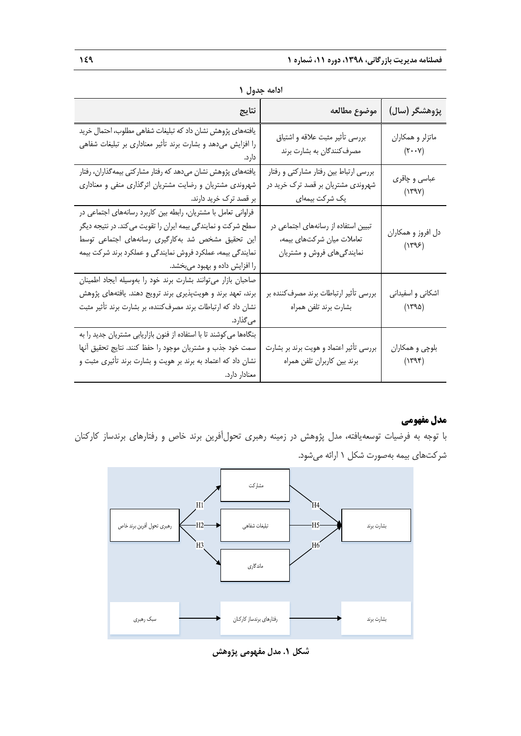ادامه جدول ۱

| پژوهشگر (سال) | موضوع مطالعه | نتایج |
|---|---|---|
| ماتزلر و همکاران (۲۰۰۷) | بررسی تأثیر مثبت علاقه و اشتیاق مصرف‌کنندگان به بشارت برند | یافته‌های پژوهش نشان داد که تبلیغات شفاهی مطلوب، احتمال خرید را افزایش می‌دهد و بشارت برند تأثیر معناداری بر تبلیغات شفاهی دارد. |
| عباسی و چاقری (۱۳۹۷) | بررسی ارتباط بین رفتار مشارکتی و رفتار شهروندی مشتریان بر قصد ترک خرید در یک شرکت بیمه‌ای | یافته‌های پژوهش نشان می‌دهد که رفتار مشارکتی بیمه‌گذاران، رفتار شهروندی مشتریان و رضایت مشتریان اثرگذاری منفی و معناداری بر قصد ترک خرید دارند. |
| دل افروز و همکاران (۱۳۹۶) | تبیین استفاده از رسانه‌های اجتماعی در تعاملات میان شرکت‌های بیمه، نمایندگی‌های فروش و مشتریان | فراوانی تعامل با مشتریان، رابطه بین کاربرد رسانه‌های اجتماعی در سطح شرکت و نمایندگی بیمه ایران را تقویت می‌کند. در نتیجه دیگر این تحقیق مشخص شد به‌کارگیری رسانه‌های اجتماعی توسط نمایندگی بیمه، عملکرد فروش نمایندگی و عملکرد برند شرکت بیمه را افزایش داده و بهبود می‌بخشد. |
| اشکانی و اسفیدانی (۱۳۹۵) | بررسی تأثیر ارتباطات برند مصرف‌کننده بر بشارت برند تلفن همراه | صاحبان بازار می‌توانند بشارت برند خود را به‌وسیله ایجاد اطمینان برند، تعهد برند و هویت‌پذیری برند ترویج دهند. یافته‌های پژوهش نشان داد که ارتباطات برند مصرف‌کننده، بر بشارت برند تأثیر مثبت می‌گذارد. |
| بلوچی و همکاران (۱۳۹۴) | بررسی تأثیر اعتماد و هویت برند بر بشارت برند بین کاربران تلفن همراه | بنگاه‌ها می‌کوشند تا با استفاده از فنون بازاریابی مشتریان جدید را به سمت خود جذب و مشتریان موجود را حفظ کنند. نتایج تحقیق آنها نشان داد که اعتماد به برند بر هویت و بشارت برند تأثیری مثبت و معنادار دارد. |

## مدل مفهومی

با توجه به فرضیات توسعه‌یافته، مدل پژوهش در زمینه رهبری تحول‌آفرین برند خاص و رفتارهای برندساز کارکنان شرکت‌های بیمه به‌صورت شکل ۱ ارائه می‌شود.

شکل ۱. مدل مفهومی پژوهش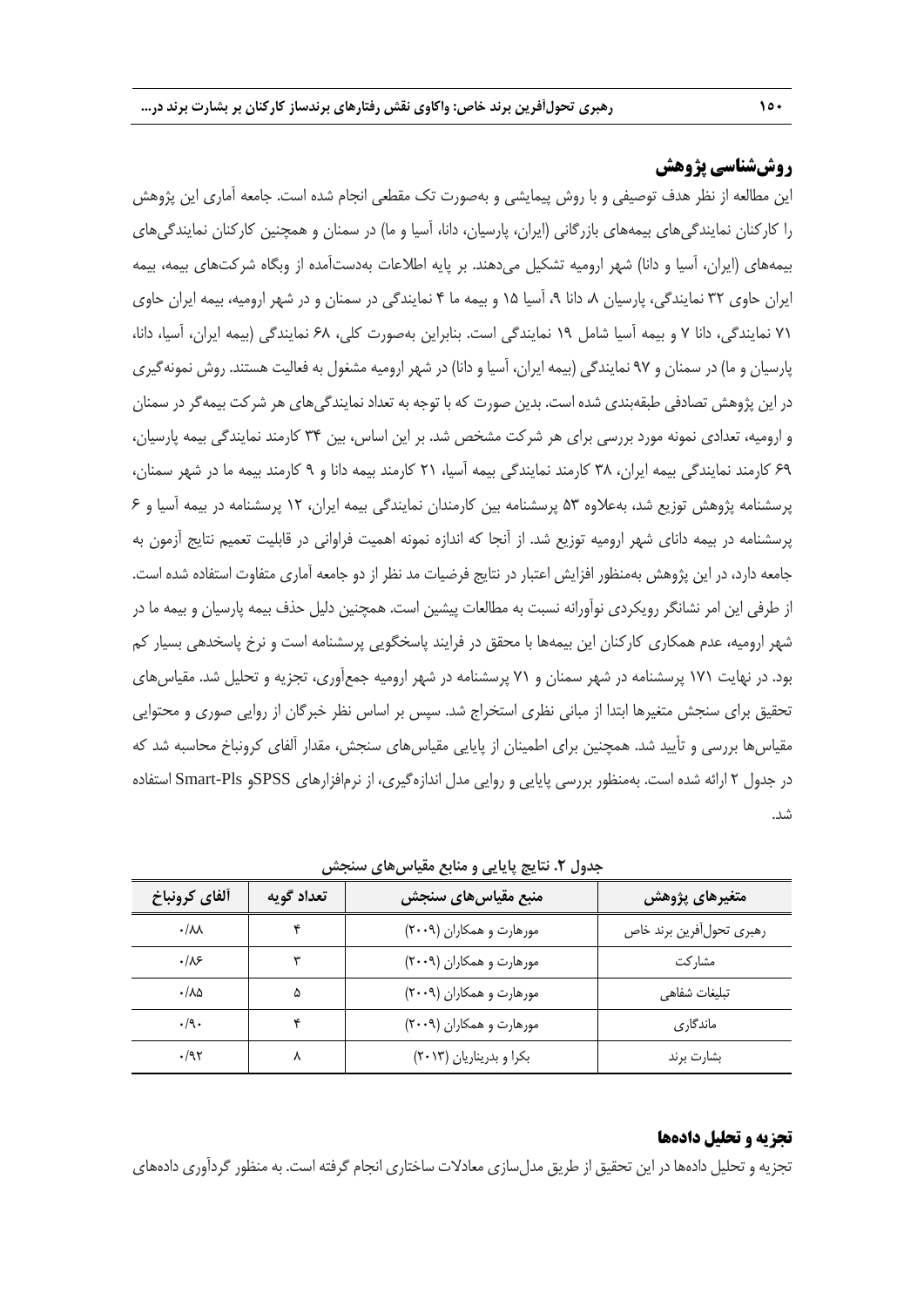## روش‌شناسی پژوهش

این مطالعه از نظر هدف توصیفی و با روش پیمایشی و به‌صورت تک مقطعی انجام شده است. جامعه آماری این پژوهش را کارکنان نمایندگی‌های بیمه‌های بازرگانی (ایران، پارسیان، دانا، آسیا و ما) در سمنان و همچنین کارکنان نمایندگی‌های بیمه‌های (ایران، آسیا و دانا) شهر ارومیه تشکیل می‌دهند. بر پایه اطلاعات به‌دست‌آمده از وبگاه شرکت‌های بیمه، بیمه ایران حاوی ۳۲ نمایندگی، پارسیان ۸، دانا ۹، آسیا ۱۵ و بیمه ما ۴ نمایندگی در سمنان و در شهر ارومیه، بیمه ایران حاوی ۷۱ نمایندگی، دانا ۷ و بیمه آسیا شامل ۱۹ نمایندگی است. بنابراین به‌صورت کلی، ۶۸ نمایندگی (بیمه ایران، آسیا، دانا، پارسیان و ما) در سمنان و ۹۷ نمایندگی (بیمه ایران، آسیا و دانا) در شهر ارومیه مشغول به فعالیت هستند. روش نمونه‌گیری در این پژوهش تصادفی طبقه‌بندی شده است. بدین صورت که با توجه به تعداد نمایندگی‌های هر شرکت بیمه‌گر در سمنان و ارومیه، تعدادی نمونه مورد بررسی برای هر شرکت مشخص شد. بر این اساس، بین ۳۴ کارمند نمایندگی بیمه پارسیان، ۶۹ کارمند نمایندگی بیمه ایران، ۳۸ کارمند نمایندگی بیمه آسیا، ۲۱ کارمند بیمه دانا و ۹ کارمند بیمه ما در شهر سمنان، پرسشنامه پژوهش توزیع شد، به‌علاوه ۵۳ پرسشنامه بین کارمندان نمایندگی بیمه ایران، ۱۲ پرسشنامه در بیمه آسیا و ۶ پرسشنامه در بیمه دانای شهر ارومیه توزیع شد. از آنجا که اندازه نمونه اهمیت فراوانی در قابلیت تعمیم نتایج آزمون به جامعه دارد، در این پژوهش به‌منظور افزایش اعتبار در نتایج فرضیات مد نظر از دو جامعه آماری متفاوت استفاده شده است. از طرفی این امر نشانگر رویکردی نوآورانه نسبت به مطالعات پیشین است. همچنین دلیل حذف بیمه پارسیان و بیمه ما در شهر ارومیه، عدم همکاری کارکنان این بیمه‌ها با محقق در فرایند پاسخگویی پرسشنامه است و نرخ پاسخدهی بسیار کم بود. در نهایت ۱۷۱ پرسشنامه در شهر سمنان و ۷۱ پرسشنامه در شهر ارومیه جمع‌آوری، تجزیه و تحلیل شد. مقیاس‌های تحقیق برای سنجش متغیرها ابتدا از مبانی نظری استخراج شد. سپس بر اساس نظر خبرگان از روایی صوری و محتوایی مقیاس‌ها بررسی و تأیید شد. همچنین برای اطمینان از پایایی مقیاس‌های سنجش، مقدار آلفای کرونباخ محاسبه شد که در جدول ۲ ارائه شده است. به‌منظور بررسی پایایی و روایی مدل اندازه‌گیری، از نرم‌افزارهای SPSSو Smart-Pls استفاده شد.

**جدول ۲. نتایج پایایی و منابع مقیاس‌های سنجش**

| متغیرهای پژوهش | منبع مقیاس‌های سنجش | تعداد گویه | آلفای کرونباخ |
|---|---|---|---|
| رهبری تحول‌آفرین برند خاص | مورهارت و همکاران (۲۰۰۹) | ۴ | ۰/۸۸ |
| مشارکت | مورهارت و همکاران (۲۰۰۹) | ۳ | ۰/۸۶ |
| تبلیغات شفاهی | مورهارت و همکاران (۲۰۰۹) | ۵ | ۰/۸۵ |
| ماندگاری | مورهارت و همکاران (۲۰۰۹) | ۴ | ۰/۹۰ |
| بشارت برند | بکرا و بدریناریان (۲۰۱۳) | ۸ | ۰/۹۲ |

## تجزیه و تحلیل داده‌ها

تجزیه و تحلیل داده‌ها در این تحقیق از طریق مدل‌سازی معادلات ساختاری انجام گرفته است. به منظور گردآوری داده‌های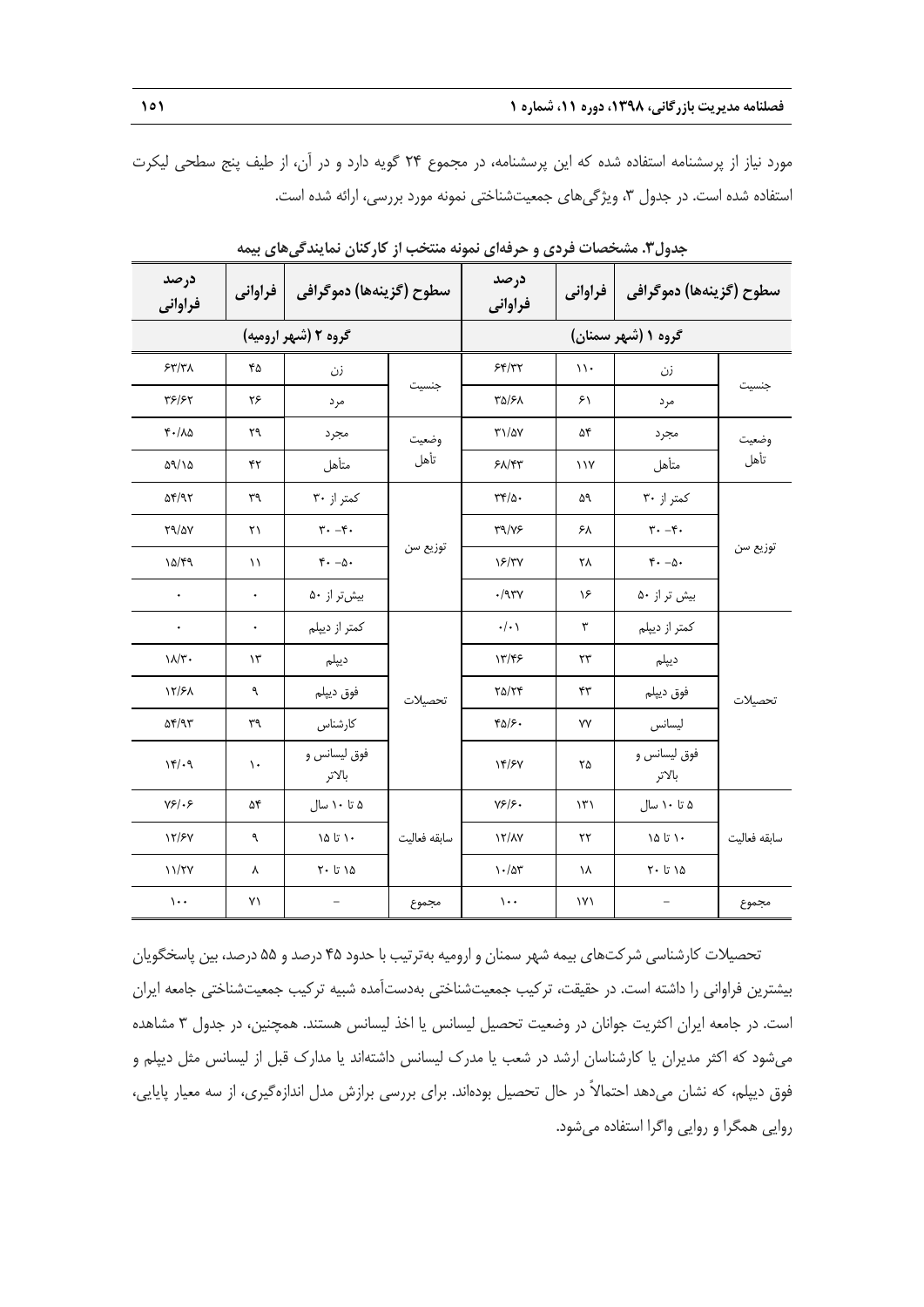مورد نیاز از پرسشنامه استفاده شده که این پرسشنامه، در مجموع ۲۴ گویه دارد و در آن، از طیف پنج سطحی لیکرت استفاده شده است. در جدول ۳، ویژگی‌های جمعیت‌شناختی نمونه مورد بررسی، ارائه شده است.

**جدول۳. مشخصات فردی و حرفه‌ای نمونه منتخب از کارکنان نمایندگی‌های بیمه**

| سطوح (گزینه‌ها) دموگرافی | | فراوانی | درصد فراوانی | سطوح (گزینه‌ها) دموگرافی | | فراوانی | درصد فراوانی |
|---|---|---|---|---|---|---|---|
| گروه ۱ (شهر سمنان) | | | | گروه ۲ (شهر ارومیه) | | | |
| جنسیت | زن | ۱۱۰ | ۶۴/۳۲ | جنسیت | زن | ۴۵ | ۶۳/۳۸ |
| | مرد | ۶۱ | ۳۵/۶۸ | | مرد | ۲۶ | ۳۶/۶۲ |
| وضعیت تأهل | مجرد | ۵۴ | ۳۱/۵۷ | وضعیت تأهل | مجرد | ۲۹ | ۴۰/۸۵ |
| | متأهل | ۱۱۷ | ۶۸/۴۳ | | متأهل | ۴۲ | ۵۹/۱۵ |
| توزیع سن | کمتر از ۳۰ | ۵۹ | ۳۴/۵۰ | توزیع سن | کمتر از ۳۰ | ۳۹ | ۵۴/۹۲ |
| | ۳۰-۴۰ | ۶۸ | ۳۹/۷۶ | | ۳۰-۴۰ | ۲۱ | ۲۹/۵۷ |
| | ۴۰-۵۰ | ۲۸ | ۱۶/۳۷ | | ۴۰-۵۰ | ۱۱ | ۱۵/۴۹ |
| | بیش تر از ۵۰ | ۱۶ | ۰/۹۳۷ | | بیش‌تر از ۵۰ | ۰ | ۰ |
| تحصیلات | کمتر از دیپلم | ۳ | ۰/۰۱ | تحصیلات | کمتر از دیپلم | ۰ | ۰ |
| | دیپلم | ۲۳ | ۱۳/۴۶ | | دیپلم | ۱۳ | ۱۸/۳۰ |
| | فوق دیپلم | ۴۳ | ۲۵/۲۴ | | فوق دیپلم | ۹ | ۱۲/۶۸ |
| | لیسانس | ۷۷ | ۴۵/۶۰ | | کارشناس | ۳۹ | ۵۴/۹۳ |
| | فوق لیسانس و بالاتر | ۲۵ | ۱۴/۶۷ | | فوق لیسانس و بالاتر | ۱۰ | ۱۴/۰۹ |
| سابقه فعالیت | ۵ تا ۱۰ سال | ۱۳۱ | ۷۶/۶۰ | سابقه فعالیت | ۵ تا ۱۰ سال | ۵۴ | ۷۶/۰۶ |
| | ۱۰ تا ۱۵ | ۲۲ | ۱۲/۸۷ | | ۱۰ تا ۱۵ | ۹ | ۱۲/۶۷ |
| | ۱۵ تا ۲۰ | ۱۸ | ۱۰/۵۳ | | ۱۵ تا ۲۰ | ۸ | ۱۱/۲۷ |
| مجموع | – | ۱۷۱ | ۱۰۰ | مجموع | – | ۷۱ | ۱۰۰ |

تحصیلات کارشناسی شرکت‌های بیمه شهر سمنان و ارومیه به‌ترتیب با حدود ۴۵ درصد و ۵۵ درصد، بین پاسخگویان بیشترین فراوانی را داشته است. در حقیقت، ترکیب جمعیت‌شناختی به‌دست‌آمده شبیه ترکیب جمعیت‌شناختی جامعه ایران است. در جامعه ایران اکثریت جوانان در وضعیت تحصیل لیسانس یا اخذ لیسانس هستند. همچنین، در جدول ۳ مشاهده می‌شود که اکثر مدیران یا کارشناسان ارشد در شعب یا مدرک لیسانس داشته‌اند یا مدارک قبل از لیسانس مثل دیپلم و فوق دیپلم، که نشان می‌دهد احتمالاً در حال تحصیل بوده‌اند. برای بررسی برازش مدل اندازه‌گیری، از سه معیار پایایی، روایی همگرا و روایی واگرا استفاده می‌شود.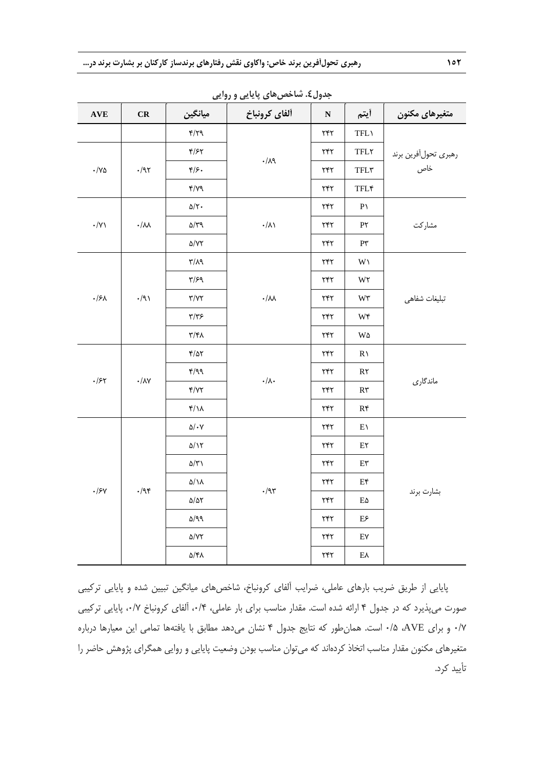جدول٤. شاخص‌های پایایی و روایی

| متغیرهای مکنون | آیتم | N | آلفای کرونباخ | میانگین | CR | AVE |
|---|---|---|---|---|---|---|
| رهبری تحول‌آفرین برند خاص | TFL۱ | ۲۴۲ | ۰/۸۹ | ۴/۲۹ | ۰/۹۲ | ۰/۷۵ |
| | TFL۲ | ۲۴۲ | | ۴/۶۲ | | |
| | TFL۳ | ۲۴۲ | | ۴/۶۰ | | |
| | TFL۴ | ۲۴۲ | | ۴/۷۹ | | |
| مشارکت | P۱ | ۲۴۲ | ۰/۸۱ | ۵/۲۰ | ۰/۸۸ | ۰/۷۱ |
| | P۲ | ۲۴۲ | | ۵/۳۹ | | |
| | P۳ | ۲۴۲ | | ۵/۷۲ | | |
| تبلیغات شفاهی | W۱ | ۲۴۲ | ۰/۸۸ | ۳/۸۹ | ۰/۹۱ | ۰/۶۸ |
| | W۲ | ۲۴۲ | | ۳/۶۹ | | |
| | W۳ | ۲۴۲ | | ۳/۷۲ | | |
| | W۴ | ۲۴۲ | | ۳/۳۶ | | |
| | W۵ | ۲۴۲ | | ۳/۴۸ | | |
| ماندگاری | R۱ | ۲۴۲ | ۰/۸۰ | ۴/۵۲ | ۰/۸۷ | ۰/۶۲ |
| | R۲ | ۲۴۲ | | ۴/۹۹ | | |
| | R۳ | ۲۴۲ | | ۴/۷۲ | | |
| | R۴ | ۲۴۲ | | ۴/۱۸ | | |
| بشارت برند | E۱ | ۲۴۲ | ۰/۹۳ | ۵/۰۷ | ۰/۹۴ | ۰/۶۷ |
| | E۲ | ۲۴۲ | | ۵/۱۲ | | |
| | E۳ | ۲۴۲ | | ۵/۳۱ | | |
| | E۴ | ۲۴۲ | | ۵/۱۸ | | |
| | E۵ | ۲۴۲ | | ۵/۵۲ | | |
| | E۶ | ۲۴۲ | | ۵/۹۹ | | |
| | E۷ | ۲۴۲ | | ۵/۷۲ | | |
| | E۸ | ۲۴۲ | | ۵/۴۸ | | |

پایایی از طریق ضریب بارهای عاملی، ضرایب آلفای کرونباخ، شاخص‌های میانگین تبیین شده و پایایی ترکیبی صورت می‌پذیرد که در جدول ۴ ارائه شده است. مقدار مناسب برای بار عاملی، ۰/۴، آلفای کرونباخ ۰/۷، پایایی ترکیبی ۰/۷ و برای AVE، ۰/۵ است. همان‌طور که نتایج جدول ۴ نشان می‌دهد مطابق با یافته‌ها تمامی این معیارها درباره متغیرهای مکنون مقدار مناسب اتخاذ کرده‌اند که می‌توان مناسب بودن وضعیت پایایی و روایی همگرای پژوهش حاضر را تأیید کرد.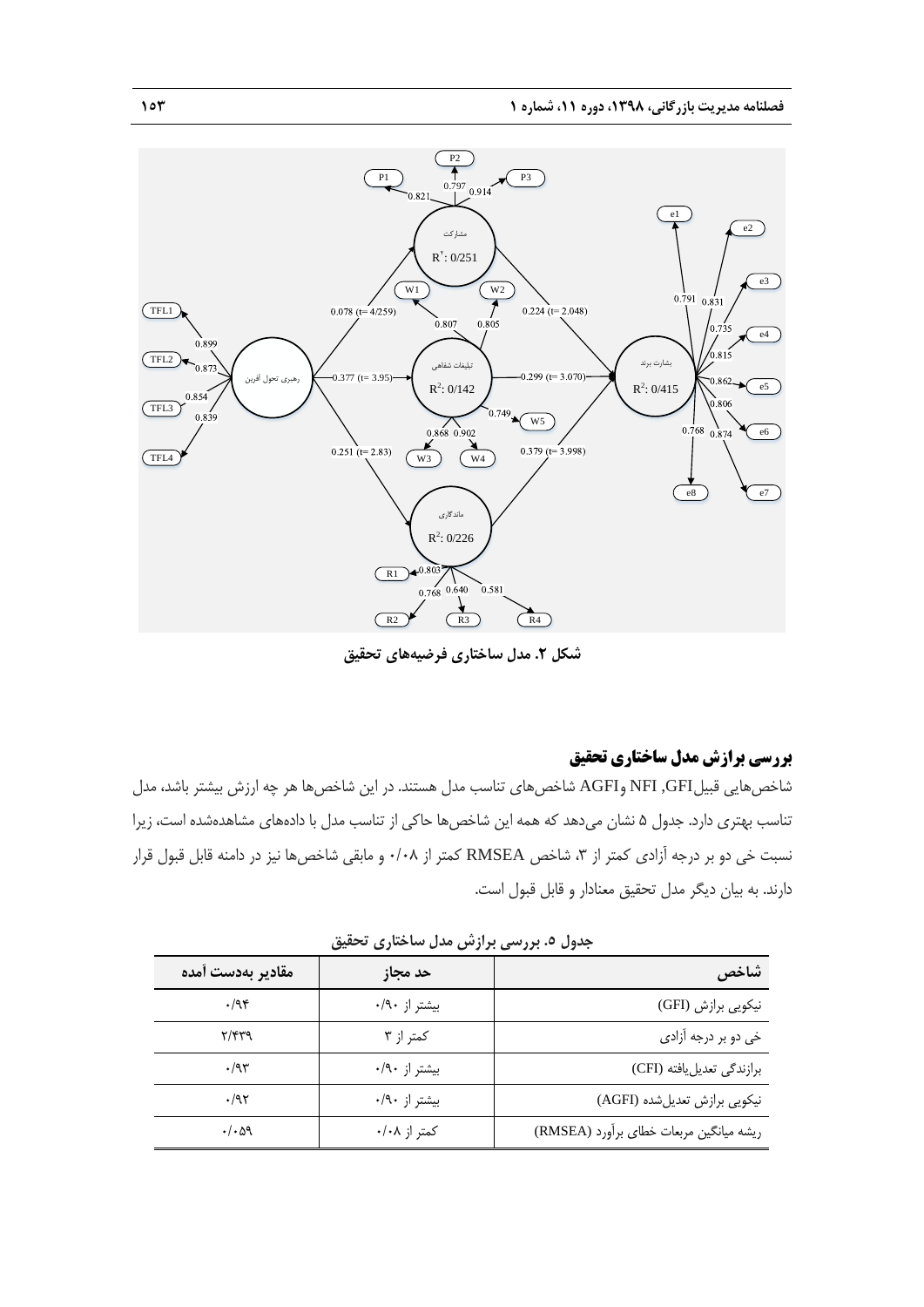شکل ۲. مدل ساختاری فرضیه‌های تحقیق

### بررسی برازش مدل ساختاری تحقیق

شاخص‌هایی قبیلGFI, NFI وAGFI شاخص‌های تناسب مدل هستند. در این شاخص‌ها هر چه ارزش بیشتر باشد، مدل تناسب بهتری دارد. جدول ۵ نشان می‌دهد که همه این شاخص‌ها حاکی از تناسب مدل با داده‌های مشاهده‌شده است، زیرا نسبت خی دو بر درجه آزادی کمتر از ۳، شاخص RMSEA کمتر از ۰/۰۸ و مابقی شاخص‌ها نیز در دامنه قابل قبول قرار دارند. به بیان دیگر مدل تحقیق معنادار و قابل قبول است.

جدول ۵. بررسی برازش مدل ساختاری تحقیق

| شاخص | حد مجاز | مقادیر به‌دست آمده |
|---|---|---|
| نیکویی برازش (GFI) | بیشتر از ۰/۹۰ | ۰/۹۴ |
| خی دو بر درجه آزادی | کمتر از ۳ | ۲/۴۳۹ |
| برازندگی تعدیل‌یافته (CFI) | بیشتر از ۰/۹۰ | ۰/۹۳ |
| نیکویی برازش تعدیل‌شده (AGFI) | بیشتر از ۰/۹۰ | ۰/۹۲ |
| ریشه میانگین مربعات خطای برآورد (RMSEA) | کمتر از ۰/۰۸ | ۰/۰۵۹ |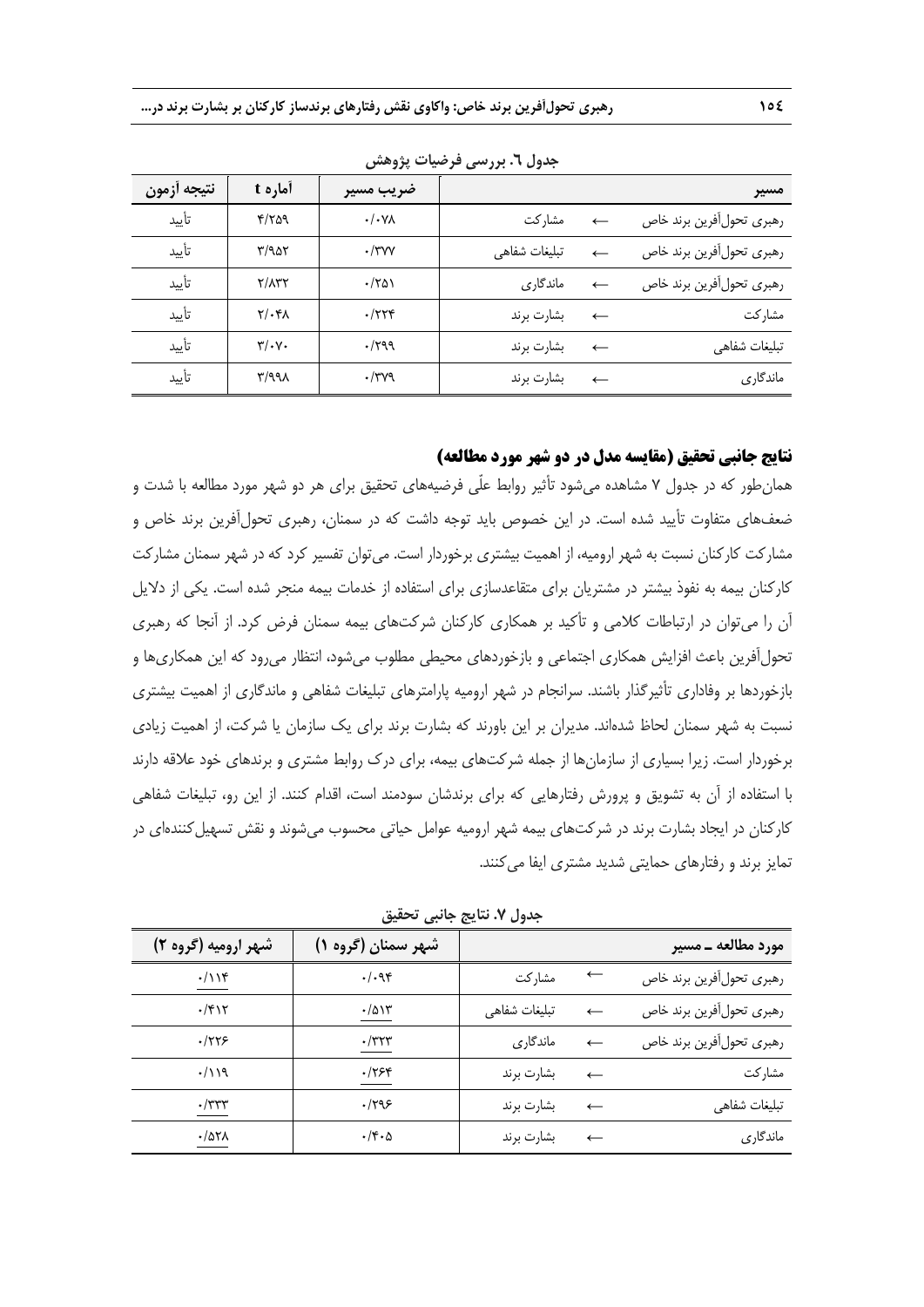جدول ٦. بررسی فرضیات پژوهش

| مسیر | | | ضریب مسیر | آماره t | نتیجه آزمون |
|---|---|---|---|---|---|
| رهبری تحول‌آفرین برند خاص | ← | مشارکت | ۰/۰۷۸ | ۴/۲۵۹ | تأیید |
| رهبری تحول‌آفرین برند خاص | ← | تبلیغات شفاهی | ۰/۳۷۷ | ۳/۹۵۲ | تأیید |
| رهبری تحول‌آفرین برند خاص | ← | ماندگاری | ۰/۲۵۱ | ۲/۸۳۲ | تأیید |
| مشارکت | ← | بشارت برند | ۰/۲۲۴ | ۲/۰۴۸ | تأیید |
| تبلیغات شفاهی | ← | بشارت برند | ۰/۲۹۹ | ۳/۰۷۰ | تأیید |
| ماندگاری | ← | بشارت برند | ۰/۳۷۹ | ۳/۹۹۸ | تأیید |

## نتایج جانبی تحقیق (مقایسه مدل در دو شهر مورد مطالعه)

همان‌طور که در جدول ۷ مشاهده می‌شود تأثیر روابط علّی فرضیه‌های تحقیق برای هر دو شهر مورد مطالعه با شدت و ضعف‌های متفاوت تأیید شده است. در این خصوص باید توجه داشت که در سمنان، رهبری تحول‌آفرین برند خاص و مشارکت کارکنان نسبت به شهر ارومیه، از اهمیت بیشتری برخوردار است. می‌توان تفسیر کرد که در شهر سمنان مشارکت کارکنان بیمه به نفوذ بیشتر در مشتریان برای متقاعدسازی برای استفاده از خدمات بیمه منجر شده است. یکی از دلایل آن را می‌توان در ارتباطات کلامی و تأکید بر همکاری کارکنان شرکت‌های بیمه سمنان فرض کرد. از آنجا که رهبری تحول‌آفرین باعث افزایش همکاری اجتماعی و بازخوردهای محیطی مطلوب می‌شود، انتظار می‌رود که این همکاری‌ها و بازخوردها بر وفاداری تأثیرگذار باشند. سرانجام در شهر ارومیه پارامترهای تبلیغات شفاهی و ماندگاری از اهمیت بیشتری نسبت به شهر سمنان لحاظ شده‌اند. مدیران بر این باورند که بشارت برند برای یک سازمان یا شرکت، از اهمیت زیادی برخوردار است. زیرا بسیاری از سازمان‌ها از جمله شرکت‌های بیمه، برای درک روابط مشتری و برندهای خود علاقه دارند با استفاده از آن به تشویق و پرورش رفتارهایی که برای برندشان سودمند است، اقدام کنند. از این رو، تبلیغات شفاهی کارکنان در ایجاد بشارت برند در شرکت‌های بیمه شهر ارومیه عوامل حیاتی محسوب می‌شوند و نقش تسهیل‌کننده‌ای در تمایز برند و رفتارهای حمایتی شدید مشتری ایفا می‌کنند.

جدول ۷. نتایج جانبی تحقیق

| مورد مطالعه ـ مسیر | | | شهر سمنان (گروه ۱) | شهر ارومیه (گروه ۲) |
|---|---|---|---|---|
| رهبری تحول‌آفرین برند خاص | ← | مشارکت | ۰/۰۹۴ | <u>۰/۱۱۴</u> |
| رهبری تحول‌آفرین برند خاص | ← | تبلیغات شفاهی | <u>۰/۵۱۳</u> | ۰/۴۱۲ |
| رهبری تحول‌آفرین برند خاص | ← | ماندگاری | <u>۰/۳۲۳</u> | ۰/۲۲۶ |
| مشارکت | ← | بشارت برند | <u>۰/۲۶۴</u> | ۰/۱۱۹ |
| تبلیغات شفاهی | ← | بشارت برند | ۰/۲۹۶ | <u>۰/۳۳۳</u> |
| ماندگاری | ← | بشارت برند | ۰/۴۰۵ | <u>۰/۵۲۸</u> |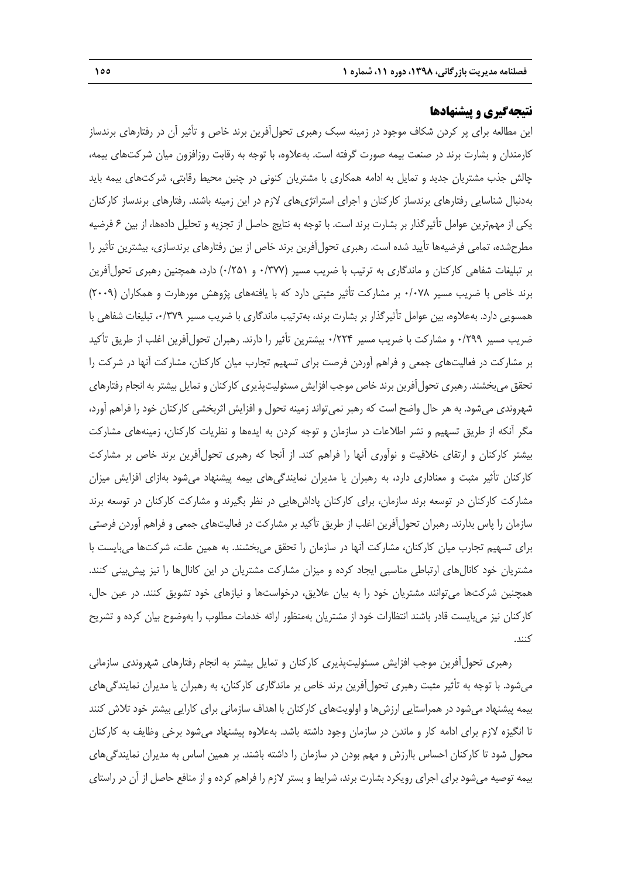## نتیجه‌گیری و پیشنهادها

این مطالعه برای پر کردن شکاف موجود در زمینه سبک رهبری تحول‌آفرین برند خاص و تأثیر آن در رفتارهای برندساز کارمندان و بشارت برند در صنعت بیمه صورت گرفته است. به‌علاوه، با توجه به رقابت روزافزون میان شرکت‌های بیمه، چالش جذب مشتریان جدید و تمایل به ادامه همکاری با مشتریان کنونی در چنین محیط رقابتی، شرکت‌های بیمه باید به‌دنبال شناسایی رفتارهای برندساز کارکنان و اجرای استراتژی‌های لازم در این زمینه باشند. رفتارهای برندساز کارکنان یکی از مهم‌ترین عوامل تأثیرگذار بر بشارت برند است. با توجه به نتایج حاصل از تجزیه و تحلیل داده‌ها، از بین ۶ فرضیه مطرح‌شده، تمامی فرضیه‌ها تأیید شده است. رهبری تحول‌آفرین برند خاص از بین رفتارهای برندسازی، بیشترین تأثیر را بر تبلیغات شفاهی کارکنان و ماندگاری به ترتیب با ضریب مسیر (۰/۳۷۷ و ۰/۲۵۱) دارد، همچنین رهبری تحول‌آفرین برند خاص با ضریب مسیر ۰/۰۷۸ بر مشارکت تأثیر مثبتی دارد که با یافته‌های پژوهش مورهارت و همکاران (۲۰۰۹) همسویی دارد. به‌علاوه، بین عوامل تأثیرگذار بر بشارت برند، به‌ترتیب ماندگاری با ضریب مسیر ۰/۳۷۹، تبلیغات شفاهی با ضریب مسیر ۰/۲۹۹ و مشارکت با ضریب مسیر ۰/۲۲۴ بیشترین تأثیر را دارند. رهبران تحول‌آفرین اغلب از طریق تأکید بر مشارکت در فعالیت‌های جمعی و فراهم آوردن فرصت برای تسهیم تجارب میان کارکنان، مشارکت آنها در شرکت را تحقق می‌بخشند. رهبری تحول‌آفرین برند خاص موجب افزایش مسئولیت‌پذیری کارکنان و تمایل بیشتر به انجام رفتارهای شهروندی می‌شود. به هر حال واضح است که رهبر نمی‌تواند زمینه تحول و افزایش اثربخشی کارکنان خود را فراهم آورد، مگر آنکه از طریق تسهیم و نشر اطلاعات در سازمان و توجه کردن به ایده‌ها و نظریات کارکنان، زمینه‌های مشارکت بیشتر کارکنان و ارتقای خلاقیت و نوآوری آنها را فراهم کند. از آنجا که رهبری تحول‌آفرین برند خاص بر مشارکت کارکنان تأثیر مثبت و معناداری دارد، به رهبران یا مدیران نمایندگی‌های بیمه پیشنهاد می‌شود به‌ازای افزایش میزان مشارکت کارکنان در توسعه برند سازمان، برای کارکنان پاداش‌هایی در نظر بگیرند و مشارکت کارکنان در توسعه برند سازمان را پاس بدارند. رهبران تحول‌آفرین اغلب از طریق تأکید بر مشارکت در فعالیت‌های جمعی و فراهم آوردن فرصتی برای تسهیم تجارب میان کارکنان، مشارکت آنها در سازمان را تحقق می‌بخشند. به همین علت، شرکت‌ها می‌بایست با مشتریان خود کانال‌های ارتباطی مناسبی ایجاد کرده و میزان مشارکت مشتریان در این کانال‌ها را نیز پیش‌بینی کنند. همچنین شرکت‌ها می‌توانند مشتریان خود را به بیان علایق، درخواست‌ها و نیازهای خود تشویق کنند. در عین حال، کارکنان نیز می‌بایست قادر باشند انتظارات خود از مشتریان به‌منظور ارائه خدمات مطلوب را به‌وضوح بیان کرده و تشریح کنند.

رهبری تحول‌آفرین موجب افزایش مسئولیت‌پذیری کارکنان و تمایل بیشتر به انجام رفتارهای شهروندی سازمانی می‌شود. با توجه به تأثیر مثبت رهبری تحول‌آفرین برند خاص بر ماندگاری کارکنان، به رهبران یا مدیران نمایندگی‌های بیمه پیشنهاد می‌شود در همراستایی ارزش‌ها و اولویت‌های کارکنان با اهداف سازمانی برای کارایی بیشتر خود تلاش کنند تا انگیزه لازم برای ادامه کار و ماندن در سازمان وجود داشته باشد. به‌علاوه پیشنهاد می‌شود برخی وظایف به کارکنان محول شود تا کارکنان احساس باارزش و مهم بودن در سازمان را داشته باشند. بر همین اساس به مدیران نمایندگی‌های بیمه توصیه می‌شود برای اجرای رویکرد بشارت برند، شرایط و بستر لازم را فراهم کرده و از منافع حاصل از آن در راستای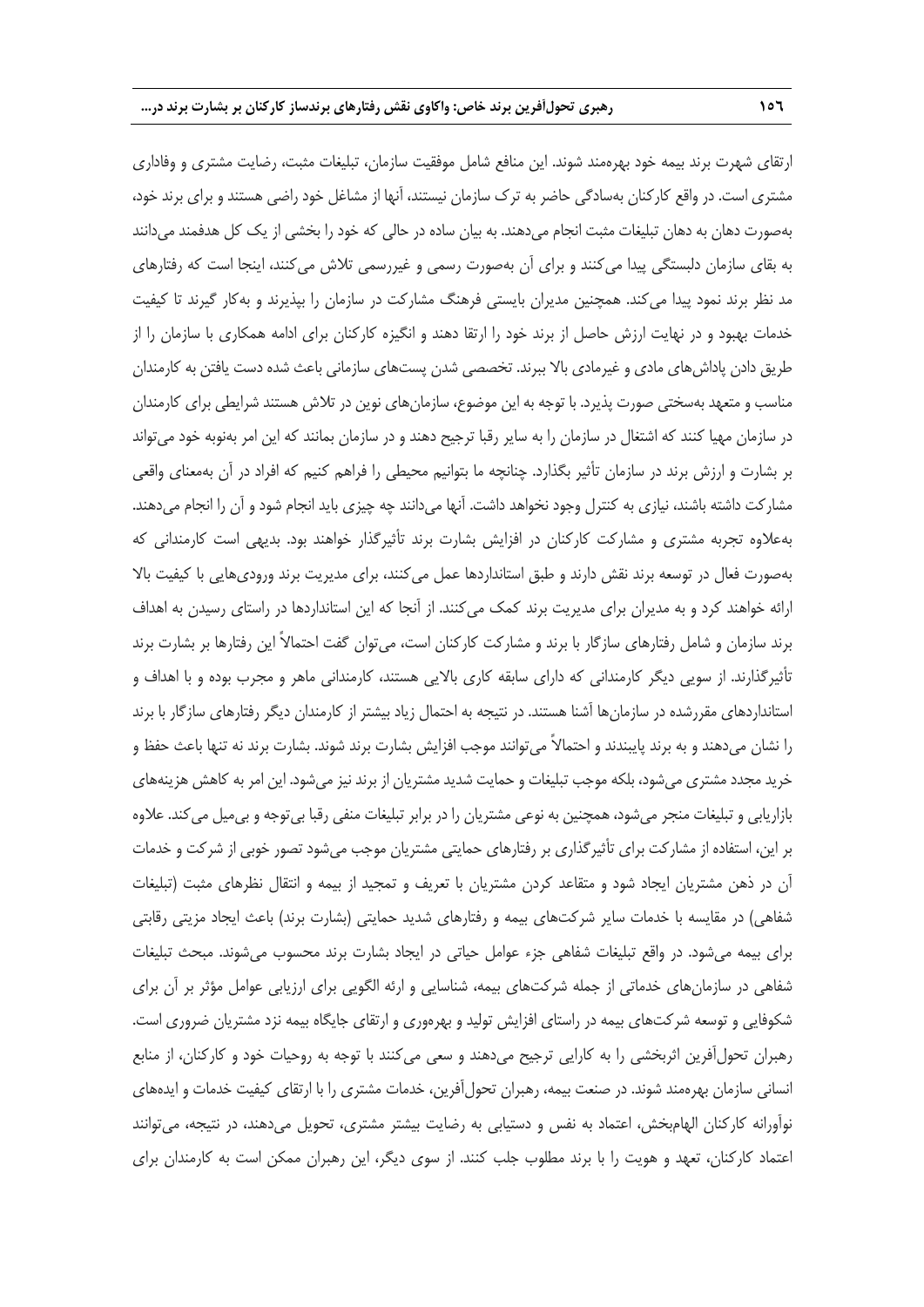ارتقای شهرت برند بیمه خود بهره‌مند شوند. این منافع شامل موفقیت سازمان، تبلیغات مثبت، رضایت مشتری و وفاداری مشتری است. در واقع کارکنان به‌سادگی حاضر به ترک سازمان نیستند، آنها از مشاغل خود راضی هستند و برای برند خود، به‌صورت دهان به دهان تبلیغات مثبت انجام می‌دهند. به بیان ساده در حالی که خود را بخشی از یک کل هدفمند می‌دانند به بقای سازمان دلبستگی پیدا می‌کنند و برای آن به‌صورت رسمی و غیررسمی تلاش می‌کنند، اینجا است که رفتارهای مد نظر برند نمود پیدا می‌کند. همچنین مدیران بایستی فرهنگ مشارکت در سازمان را بپذیرند و به‌کار گیرند تا کیفیت خدمات بهبود و در نهایت ارزش حاصل از برند خود را ارتقا دهند و انگیزه کارکنان برای ادامه همکاری با سازمان را از طریق دادن پاداش‌های مادی و غیرمادی بالا ببرند. تخصصی شدن پست‌های سازمانی باعث شده دست یافتن به کارمندان مناسب و متعهد به‌سختی صورت پذیرد. با توجه به این موضوع، سازمان‌های نوین در تلاش هستند شرایطی برای کارمندان در سازمان مهیا کنند که اشتغال در سازمان را به سایر رقبا ترجیح دهند و در سازمان بمانند که این امر به‌نوبه خود می‌تواند بر بشارت و ارزش برند در سازمان تأثیر بگذارد. چنانچه ما بتوانیم محیطی را فراهم کنیم که افراد در آن به‌معنای واقعی مشارکت داشته باشند، نیازی به کنترل وجود نخواهد داشت. آنها می‌دانند چه چیزی باید انجام شود و آن را انجام می‌دهند. به‌علاوه تجربه مشتری و مشارکت کارکنان در افزایش بشارت برند تأثیرگذار خواهند بود. بدیهی است کارمندانی که به‌صورت فعال در توسعه برند نقش دارند و طبق استانداردها عمل می‌کنند، برای مدیریت برند ورودی‌هایی با کیفیت بالا ارائه خواهند کرد و به مدیران برای مدیریت برند کمک می‌کنند. از آنجا که این استانداردها در راستای رسیدن به اهداف برند سازمان و شامل رفتارهای سازگار با برند و مشارکت کارکنان است، می‌توان گفت احتمالاً این رفتارها بر بشارت برند تأثیرگذارند. از سویی دیگر کارمندانی که دارای سابقه کاری بالایی هستند، کارمندانی ماهر و مجرب بوده و با اهداف و استانداردهای مقررشده در سازمان‌ها آشنا هستند. در نتیجه به احتمال زیاد بیشتر از کارمندان دیگر رفتارهای سازگار با برند را نشان می‌دهند و به برند پایبندند و احتمالاً می‌توانند موجب افزایش بشارت برند شوند. بشارت برند نه تنها باعث حفظ و خرید مجدد مشتری می‌شود، بلکه موجب تبلیغات و حمایت شدید مشتریان از برند نیز می‌شود. این امر به کاهش هزینه‌های بازاریابی و تبلیغات منجر می‌شود، همچنین به نوعی مشتریان را در برابر تبلیغات منفی رقبا بی‌توجه و بی‌میل می‌کند. علاوه بر این، استفاده از مشارکت برای تأثیرگذاری بر رفتارهای حمایتی مشتریان موجب می‌شود تصور خوبی از شرکت و خدمات آن در ذهن مشتریان ایجاد شود و متقاعد کردن مشتریان با تعریف و تمجید از بیمه و انتقال نظرهای مثبت (تبلیغات شفاهی) در مقایسه با خدمات سایر شرکت‌های بیمه و رفتارهای شدید حمایتی (بشارت برند) باعث ایجاد مزیتی رقابتی برای بیمه می‌شود. در واقع تبلیغات شفاهی جزء عوامل حیاتی در ایجاد بشارت برند محسوب می‌شوند. مبحث تبلیغات شفاهی در سازمان‌های خدماتی از جمله شرکت‌های بیمه، شناسایی و ارئه الگویی برای ارزیابی عوامل مؤثر بر آن برای شکوفایی و توسعه شرکت‌های بیمه در راستای افزایش تولید و بهره‌وری و ارتقای جایگاه بیمه نزد مشتریان ضروری است. رهبران تحول‌آفرین اثربخشی را به کارایی ترجیح می‌دهند و سعی می‌کنند با توجه به روحیات خود و کارکنان، از منابع انسانی سازمان بهره‌مند شوند. در صنعت بیمه، رهبران تحول‌آفرین، خدمات مشتری را با ارتقای کیفیت خدمات و ایده‌های نوآورانه کارکنان الهام‌بخش، اعتماد به نفس و دستیابی به رضایت بیشتر مشتری، تحویل می‌دهند، در نتیجه، می‌توانند اعتماد کارکنان، تعهد و هویت را با برند مطلوب جلب کنند. از سوی دیگر، این رهبران ممکن است به کارمندان برای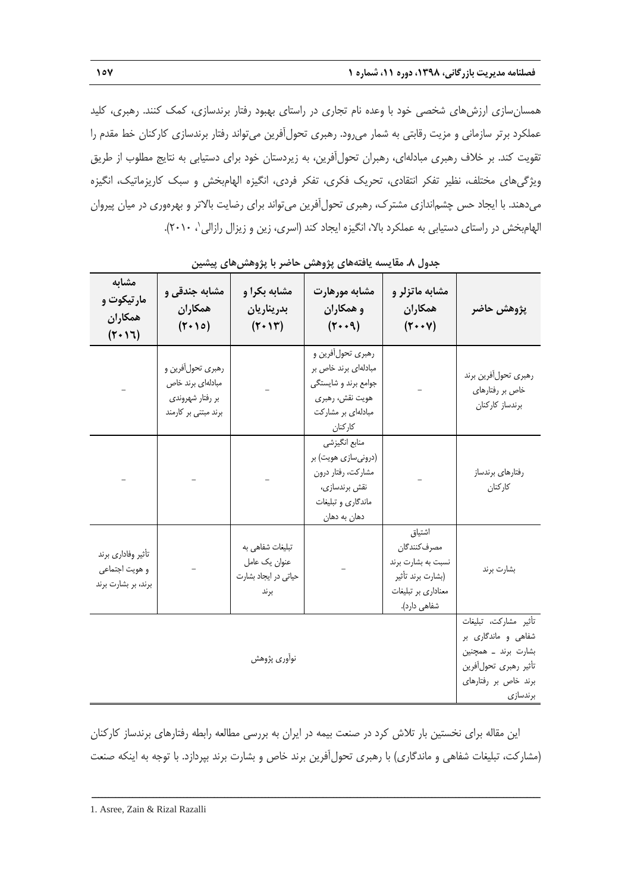همسان‌سازی ارزش‌های شخصی خود با وعده نام تجاری در راستای بهبود رفتار برندسازی، کمک کنند. رهبری، کلید عملکرد برتر سازمانی و مزیت رقابتی به شمار می‌رود. رهبری تحول‌آفرین می‌تواند رفتار برندسازی کارکنان خط مقدم را تقویت کند. بر خلاف رهبری مبادله‌ای، رهبران تحول‌آفرین، به زیردستان خود برای دستیابی به نتایج مطلوب از طریق ویژگی‌های مختلف، نظیر تفکر انتقادی، تحریک فکری، تفکر فردی، انگیزه الهام‌بخش و سبک کاریزماتیک، انگیزه می‌دهند. با ایجاد حس چشم‌اندازی مشترک، رهبری تحول‌آفرین می‌تواند برای رضایت بالاتر و بهره‌وری در میان پیروان الهام‌بخش در راستای دستیابی به عملکرد بالا، انگیزه ایجاد کند (اسری، زین و زیزال رازالی[1]، ۲۰۱۰).

**جدول ۸. مقایسه یافته‌های پژوهش حاضر با پژوهش‌های پیشین**

| پژوهش حاضر | مشابه ماتزلر و همکاران (۲۰۰۷) | مشابه مورهارت و همکاران (۲۰۰۹) | مشابه بکرا و بدرناریان (۲۰۱۳) | مشابه جندقی و همکاران (۲۰۱۵) | مشابه مارتیکوت و همکاران (۲۰۱۶) |
|---|---|---|---|---|---|
| رهبری تحول‌آفرین برند خاص بر رفتارهای برندساز کارکنان | – | رهبری تحول‌آفرین و مبادله‌ای برند خاص بر جوامع برند و شایستگی هویت نقش، رهبری مبادله‌ای بر مشارکت کارکنان | – | رهبری تحول‌آفرین و مبادله‌ای برند خاص بر رفتار شهروندی برند مبتنی بر کارمند | – |
| رفتارهای برندساز کارکنان | – | منابع انگیزشی (درونی‌سازی هویت) بر مشارکت، رفتار درون نقش برندسازی، ماندگاری و تبلیغات دهان به دهان | – | – | – |
| بشارت برند | اشتیاق مصرف‌کنندگان نسبت به بشارت برند (بشارت برند تأثیر معناداری بر تبلیغات شفاهی دارد). | – | تبلیغات شفاهی به عنوان یک عامل حیاتی در ایجاد بشارت برند | – | تأثیر وفاداری برند و هویت اجتماعی برند، بر بشارت برند |
| تأثیر مشارکت، تبلیغات شفاهی و ماندگاری بر بشارت برند ـ همچنین تأثیر رهبری تحول‌آفرین برند خاص بر رفتارهای برندسازی | نوآوری پژوهش | | | | |

این مقاله برای نخستین بار تلاش کرد در صنعت بیمه در ایران به بررسی مطالعه رابطه رفتارهای برندساز کارکنان (مشارکت، تبلیغات شفاهی و ماندگاری) با رهبری تحول‌آفرین برند خاص و بشارت برند بپردازد. با توجه به اینکه صنعت

---

1. Asree, Zain & Rizal Razalli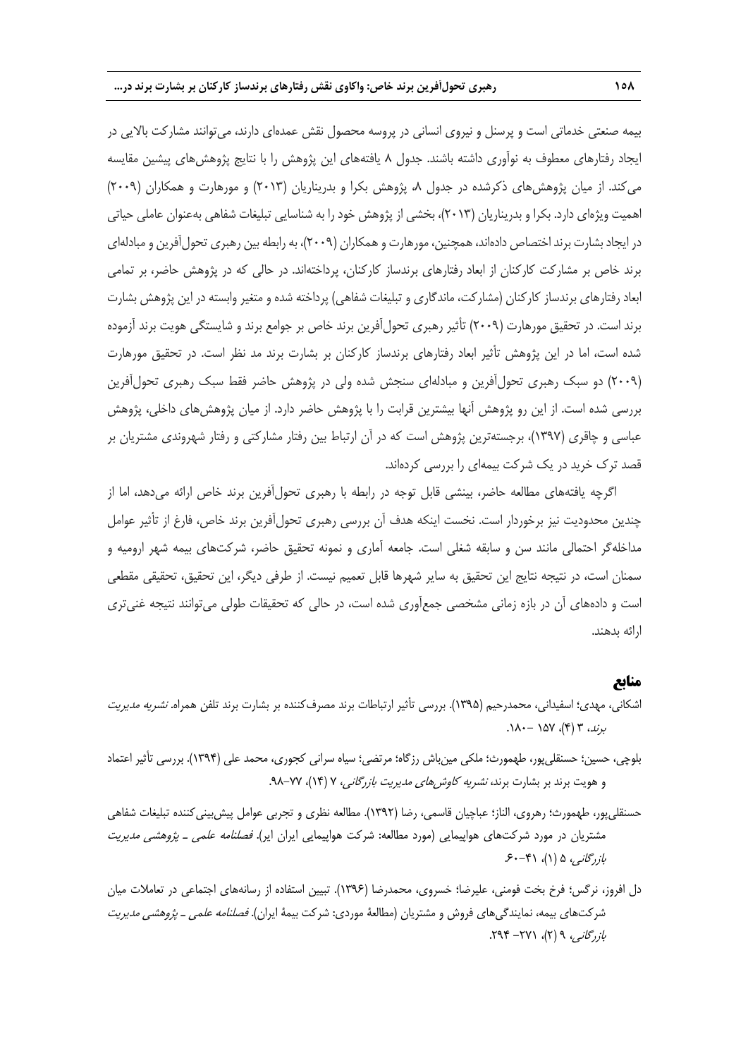بیمه صنعتی خدماتی است و پرسنل و نیروی انسانی در پروسه محصول نقش عمده‌ای دارند، می‌توانند مشارکت بالایی در ایجاد رفتارهای معطوف به نوآوری داشته باشند. جدول ۸ یافته‌های این پژوهش را با نتایج پژوهش‌های پیشین مقایسه می‌کند. از میان پژوهش‌های ذکرشده در جدول ۸، پژوهش بکرا و بدریناریان (۲۰۱۳) و مورهارت و همکاران (۲۰۰۹) اهمیت ویژه‌ای دارد. بکرا و بدریناریان (۲۰۱۳)، بخشی از پژوهش خود را به شناسایی تبلیغات شفاهی به‌عنوان عاملی حیاتی در ایجاد بشارت برند اختصاص داده‌اند، همچنین، مورهارت و همکاران (۲۰۰۹)، به رابطه بین رهبری تحول‌آفرین و مبادله‌ای برند خاص بر مشارکت کارکنان از ابعاد رفتارهای برندساز کارکنان، پرداخته‌اند. در حالی که در پژوهش حاضر، بر تمامی ابعاد رفتارهای برندساز کارکنان (مشارکت، ماندگاری و تبلیغات شفاهی) پرداخته شده و متغیر وابسته در این پژوهش بشارت برند است. در تحقیق مورهارت (۲۰۰۹) تأثیر رهبری تحول‌آفرین برند خاص بر جوامع برند و شایستگی هویت برند آزموده شده است، اما در این پژوهش تأثیر ابعاد رفتارهای برندساز کارکنان بر بشارت برند مد نظر است. در تحقیق مورهارت (۲۰۰۹) دو سبک رهبری تحول‌آفرین و مبادله‌ای سنجش شده ولی در پژوهش حاضر فقط سبک رهبری تحول‌آفرین بررسی شده است. از این رو پژوهش آنها بیشترین قرابت را با پژوهش حاضر دارد. از میان پژوهش‌های داخلی، پژوهش عباسی و چاقری (۱۳۹۷)، برجسته‌ترین پژوهش است که در آن ارتباط بین رفتار مشارکتی و رفتار شهروندی مشتریان بر قصد ترک خرید در یک شرکت بیمه‌ای را بررسی کرده‌اند.

اگرچه یافته‌های مطالعه حاضر، بینشی قابل توجه در رابطه با رهبری تحول‌آفرین برند خاص ارائه می‌دهد، اما از چندین محدودیت نیز برخوردار است. نخست اینکه هدف آن بررسی رهبری تحول‌آفرین برند خاص، فارغ از تأثیر عوامل مداخله‌گر احتمالی مانند سن و سابقه شغلی است. جامعه آماری و نمونه تحقیق حاضر، شرکت‌های بیمه شهر ارومیه و سمنان است، در نتیجه نتایج این تحقیق به سایر شهرها قابل تعمیم نیست. از طرفی دیگر، این تحقیق، تحقیقی مقطعی است و داده‌های آن در بازه زمانی مشخصی جمع‌آوری شده است، در حالی که تحقیقات طولی می‌توانند نتیجه غنی‌تری ارائه بدهند.

## منابع

اشکانی، مهدی؛ اسفیدانی، محمدرحیم (۱۳۹۵). بررسی تأثیر ارتباطات برند مصرف‌کننده بر بشارت برند تلفن همراه. *نشریه مدیریت برند*، ۳ (۴)، ۱۵۷ – ۱۸۰.

بلوچی، حسین؛ حسنقلی‌پور، طهمورث؛ ملکی مین‌باش رزگاه؛ مرتضی؛ سیاه سرانی کجوری، محمد علی (۱۳۹۴). بررسی تأثیر اعتماد و هویت برند بر بشارت برند، *نشریه کاوش‌های مدیریت بازرگانی*، ۷ (۱۴)، ۷۷–۹۸.

حسنقلی‌پور، طهمورث؛ رهروی، الناز؛ عباچیان قاسمی، رضا (۱۳۹۲). مطالعه نظری و تجربی عوامل پیش‌بینی‌کننده تبلیغات شفاهی مشتریان در مورد شرکت‌های هواپیمایی (مورد مطالعه: شرکت هواپیمایی ایران ایر). *فصلنامه علمی ـ پژوهشی مدیریت بازرگانی*، ۵ (۱)، ۴۱–۶۰.

دل افروز، نرگس؛ فرخ بخت فومنی، علیرضا؛ خسروی، محمدرضا (۱۳۹۶). تبیین استفاده از رسانه‌های اجتماعی در تعاملات میان شرکت‌های بیمه، نمایندگی‌های فروش و مشتریان (مطالعهٔ موردی: شرکت بیمهٔ ایران). *فصلنامه علمی ـ پژوهشی مدیریت بازرگانی*، ۹ (۲)، ۲۷۱– ۲۹۴.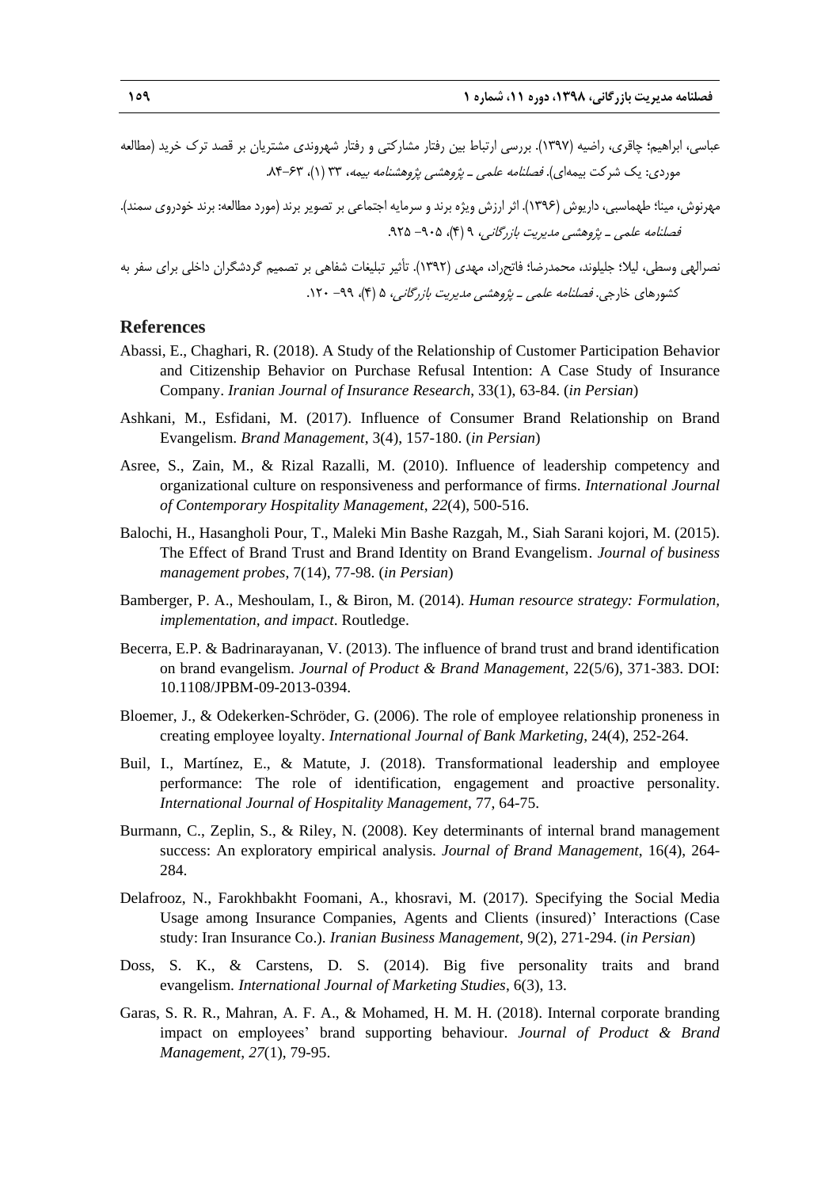عباسی، ابراهیم؛ چاقری، راضیه (۱۳۹۷). بررسی ارتباط بین رفتار مشارکتی و رفتار شهروندی مشتریان بر قصد ترک خرید (مطالعه موردی: یک شرکت بیمه‌ای). *فصلنامه علمی ـ پژوهشی پژوهشنامه بیمه*، ۳۳ (۱)، ۶۳-۸۴.

مهرنوش، مینا؛ طهماسبی، داریوش (۱۳۹۶). اثر ارزش ویژه برند و سرمایه اجتماعی بر تصویر برند (مورد مطالعه: برند خودروی سمند). *فصلنامه علمی ـ پژوهشی مدیریت بازرگانی*، ۹ (۴)، ۹۰۵- ۹۲۵.

نصرالهی وسطی، لیلا؛ جلیلوند، محمدرضا؛ فاتح‌راد، مهدی (۱۳۹۲). تأثیر تبلیغات شفاهی بر تصمیم گردشگران داخلی برای سفر به کشورهای خارجی. *فصلنامه علمی ـ پژوهشی مدیریت بازرگانی*، ۵ (۴)، ۹۹- ۱۲۰.

## References

Abassi, E., Chaghari, R. (2018). A Study of the Relationship of Customer Participation Behavior and Citizenship Behavior on Purchase Refusal Intention: A Case Study of Insurance Company. *Iranian Journal of Insurance Research*, 33(1), 63-84. (*in Persian*)

Ashkani, M., Esfidani, M. (2017). Influence of Consumer Brand Relationship on Brand Evangelism. *Brand Management*, 3(4), 157-180. (*in Persian*)

Asree, S., Zain, M., & Rizal Razalli, M. (2010). Influence of leadership competency and organizational culture on responsiveness and performance of firms. *International Journal of Contemporary Hospitality Management*, *22*(4), 500-516.

Balochi, H., Hasangholi Pour, T., Maleki Min Bashe Razgah, M., Siah Sarani kojori, M. (2015). The Effect of Brand Trust and Brand Identity on Brand Evangelism. *Journal of business management probes*, 7(14), 77-98. (*in Persian*)

Bamberger, P. A., Meshoulam, I., & Biron, M. (2014). *Human resource strategy: Formulation, implementation, and impact*. Routledge.

Becerra, E.P. & Badrinarayanan, V. (2013). The influence of brand trust and brand identification on brand evangelism. *Journal of Product & Brand Management*, 22(5/6), 371-383. DOI: 10.1108/JPBM-09-2013-0394.

Bloemer, J., & Odekerken-Schröder, G. (2006). The role of employee relationship proneness in creating employee loyalty. *International Journal of Bank Marketing*, 24(4), 252-264.

Buil, I., Martínez, E., & Matute, J. (2018). Transformational leadership and employee performance: The role of identification, engagement and proactive personality. *International Journal of Hospitality Management*, 77, 64-75.

Burmann, C., Zeplin, S., & Riley, N. (2008). Key determinants of internal brand management success: An exploratory empirical analysis. *Journal of Brand Management*, 16(4), 264-284.

Delafrooz, N., Farokhbakht Foomani, A., khosravi, M. (2017). Specifying the Social Media Usage among Insurance Companies, Agents and Clients (insured)' Interactions (Case study: Iran Insurance Co.). *Iranian Business Management*, 9(2), 271-294. (*in Persian*)

Doss, S. K., & Carstens, D. S. (2014). Big five personality traits and brand evangelism. *International Journal of Marketing Studies*, 6(3), 13.

Garas, S. R. R., Mahran, A. F. A., & Mohamed, H. M. H. (2018). Internal corporate branding impact on employees' brand supporting behaviour. *Journal of Product & Brand Management*, *27*(1), 79-95.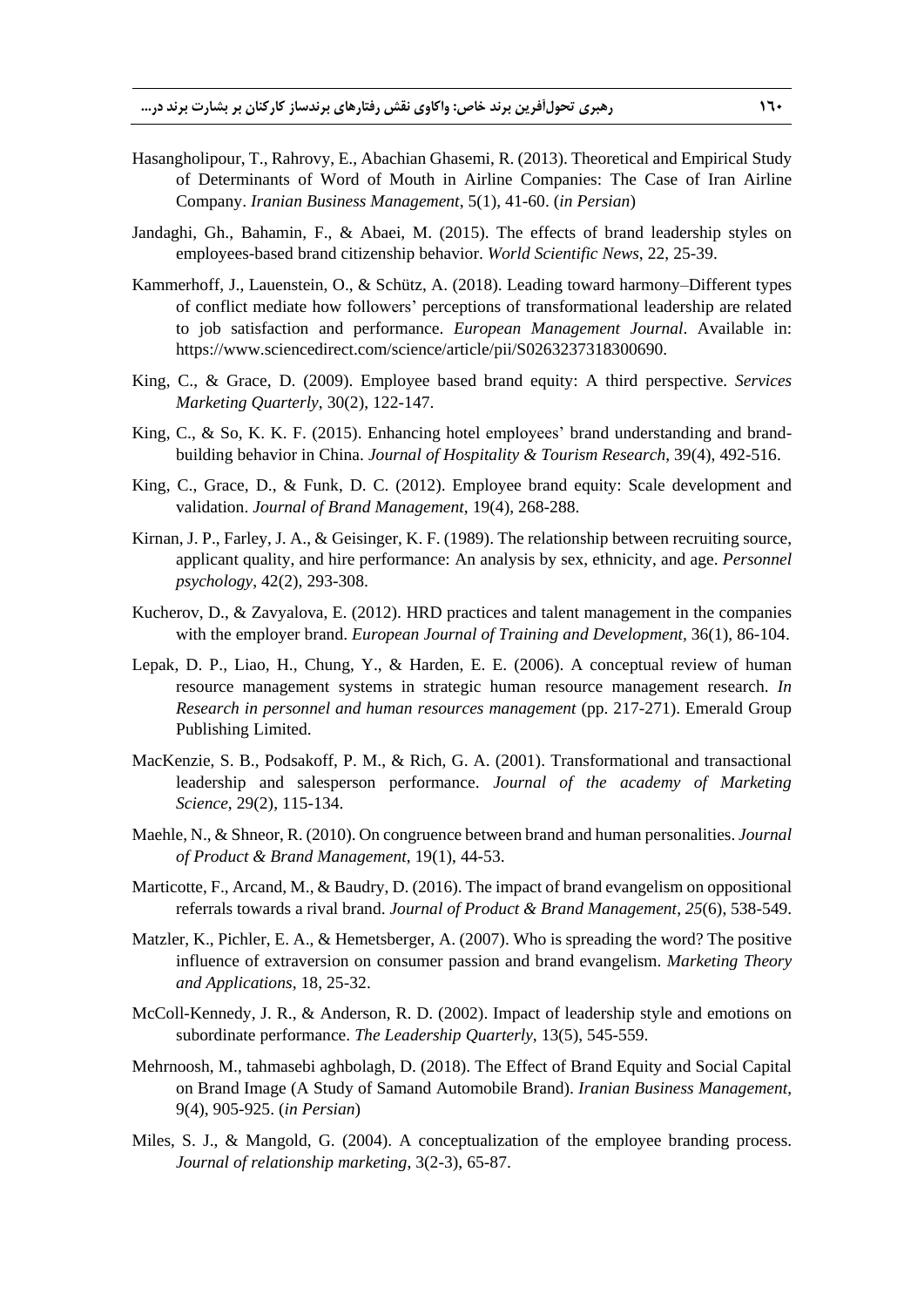Hasangholipour, T., Rahrovy, E., Abachian Ghasemi, R. (2013). Theoretical and Empirical Study of Determinants of Word of Mouth in Airline Companies: The Case of Iran Airline Company. *Iranian Business Management*, 5(1), 41-60. (*in Persian*)

Jandaghi, Gh., Bahamin, F., & Abaei, M. (2015). The effects of brand leadership styles on employees-based brand citizenship behavior. *World Scientific News*, 22, 25-39.

Kammerhoff, J., Lauenstein, O., & Schütz, A. (2018). Leading toward harmony–Different types of conflict mediate how followers' perceptions of transformational leadership are related to job satisfaction and performance. *European Management Journal*. Available in: https://www.sciencedirect.com/science/article/pii/S0263237318300690.

King, C., & Grace, D. (2009). Employee based brand equity: A third perspective. *Services Marketing Quarterly*, 30(2), 122-147.

King, C., & So, K. K. F. (2015). Enhancing hotel employees' brand understanding and brand-building behavior in China. *Journal of Hospitality & Tourism Research*, 39(4), 492-516.

King, C., Grace, D., & Funk, D. C. (2012). Employee brand equity: Scale development and validation. *Journal of Brand Management*, 19(4), 268-288.

Kirnan, J. P., Farley, J. A., & Geisinger, K. F. (1989). The relationship between recruiting source, applicant quality, and hire performance: An analysis by sex, ethnicity, and age. *Personnel psychology*, 42(2), 293-308.

Kucherov, D., & Zavyalova, E. (2012). HRD practices and talent management in the companies with the employer brand. *European Journal of Training and Development*, 36(1), 86-104.

Lepak, D. P., Liao, H., Chung, Y., & Harden, E. E. (2006). A conceptual review of human resource management systems in strategic human resource management research. *In Research in personnel and human resources management* (pp. 217-271). Emerald Group Publishing Limited.

MacKenzie, S. B., Podsakoff, P. M., & Rich, G. A. (2001). Transformational and transactional leadership and salesperson performance. *Journal of the academy of Marketing Science*, 29(2), 115-134.

Maehle, N., & Shneor, R. (2010). On congruence between brand and human personalities. *Journal of Product & Brand Management*, 19(1), 44-53.

Marticotte, F., Arcand, M., & Baudry, D. (2016). The impact of brand evangelism on oppositional referrals towards a rival brand. *Journal of Product & Brand Management*, *25*(6), 538-549.

Matzler, K., Pichler, E. A., & Hemetsberger, A. (2007). Who is spreading the word? The positive influence of extraversion on consumer passion and brand evangelism. *Marketing Theory and Applications*, 18, 25-32.

McColl-Kennedy, J. R., & Anderson, R. D. (2002). Impact of leadership style and emotions on subordinate performance. *The Leadership Quarterly*, 13(5), 545-559.

Mehrnoosh, M., tahmasebi aghbolagh, D. (2018). The Effect of Brand Equity and Social Capital on Brand Image (A Study of Samand Automobile Brand). *Iranian Business Management*, 9(4), 905-925. (*in Persian*)

Miles, S. J., & Mangold, G. (2004). A conceptualization of the employee branding process. *Journal of relationship marketing*, 3(2-3), 65-87.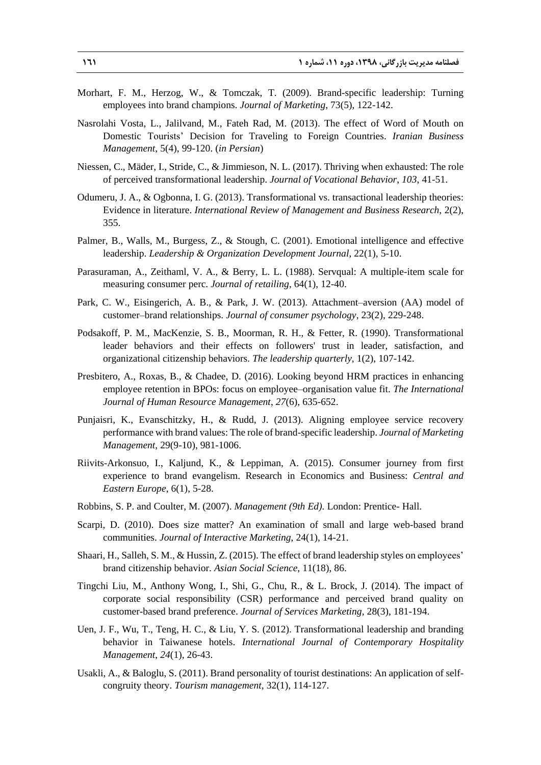Morhart, F. M., Herzog, W., & Tomczak, T. (2009). Brand-specific leadership: Turning employees into brand champions. *Journal of Marketing*, 73(5), 122-142.

Nasrolahi Vosta, L., Jalilvand, M., Fateh Rad, M. (2013). The effect of Word of Mouth on Domestic Tourists' Decision for Traveling to Foreign Countries. *Iranian Business Management*, 5(4), 99-120. (*in Persian*)

Niessen, C., Mäder, I., Stride, C., & Jimmieson, N. L. (2017). Thriving when exhausted: The role of perceived transformational leadership. *Journal of Vocational Behavior*, *103*, 41-51.

Odumeru, J. A., & Ogbonna, I. G. (2013). Transformational vs. transactional leadership theories: Evidence in literature. *International Review of Management and Business Research*, 2(2), 355.

Palmer, B., Walls, M., Burgess, Z., & Stough, C. (2001). Emotional intelligence and effective leadership. *Leadership & Organization Development Journal*, 22(1), 5-10.

Parasuraman, A., Zeithaml, V. A., & Berry, L. L. (1988). Servqual: A multiple-item scale for measuring consumer perc. *Journal of retailing*, 64(1), 12-40.

Park, C. W., Eisingerich, A. B., & Park, J. W. (2013). Attachment–aversion (AA) model of customer–brand relationships. *Journal of consumer psychology*, 23(2), 229-248.

Podsakoff, P. M., MacKenzie, S. B., Moorman, R. H., & Fetter, R. (1990). Transformational leader behaviors and their effects on followers' trust in leader, satisfaction, and organizational citizenship behaviors. *The leadership quarterly*, 1(2), 107-142.

Presbitero, A., Roxas, B., & Chadee, D. (2016). Looking beyond HRM practices in enhancing employee retention in BPOs: focus on employee–organisation value fit. *The International Journal of Human Resource Management*, *27*(6), 635-652.

Punjaisri, K., Evanschitzky, H., & Rudd, J. (2013). Aligning employee service recovery performance with brand values: The role of brand-specific leadership. *Journal of Marketing Management*, 29(9-10), 981-1006.

Riivits-Arkonsuo, I., Kaljund, K., & Leppiman, A. (2015). Consumer journey from first experience to brand evangelism. Research in Economics and Business: *Central and Eastern Europe*, 6(1), 5-28.

Robbins, S. P. and Coulter, M. (2007). *Management (9th Ed).* London: Prentice- Hall.

Scarpi, D. (2010). Does size matter? An examination of small and large web-based brand communities. *Journal of Interactive Marketing*, 24(1), 14-21.

Shaari, H., Salleh, S. M., & Hussin, Z. (2015). The effect of brand leadership styles on employees' brand citizenship behavior. *Asian Social Science*, 11(18), 86.

Tingchi Liu, M., Anthony Wong, I., Shi, G., Chu, R., & L. Brock, J. (2014). The impact of corporate social responsibility (CSR) performance and perceived brand quality on customer-based brand preference. *Journal of Services Marketing*, 28(3), 181-194.

Uen, J. F., Wu, T., Teng, H. C., & Liu, Y. S. (2012). Transformational leadership and branding behavior in Taiwanese hotels. *International Journal of Contemporary Hospitality Management*, *24*(1), 26-43.

Usakli, A., & Baloglu, S. (2011). Brand personality of tourist destinations: An application of self-congruity theory. *Tourism management*, 32(1), 114-127.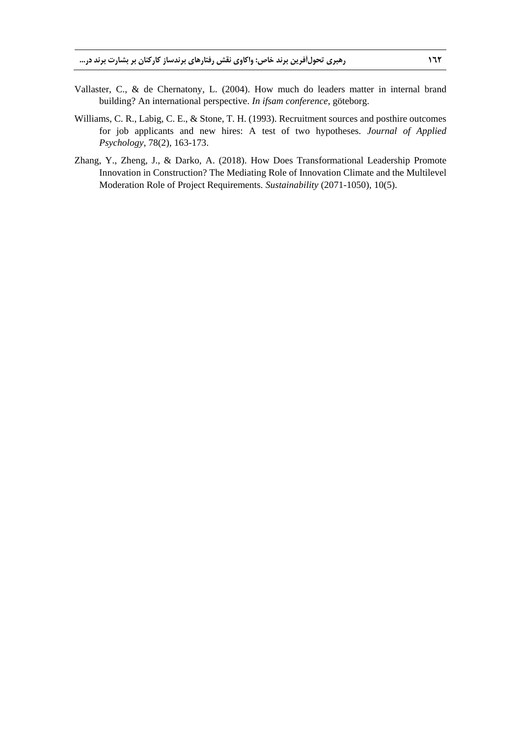Vallaster, C., & de Chernatony, L. (2004). How much do leaders matter in internal brand building? An international perspective. *In ifsam conference*, göteborg.

Williams, C. R., Labig, C. E., & Stone, T. H. (1993). Recruitment sources and posthire outcomes for job applicants and new hires: A test of two hypotheses. *Journal of Applied Psychology*, 78(2), 163-173.

Zhang, Y., Zheng, J., & Darko, A. (2018). How Does Transformational Leadership Promote Innovation in Construction? The Mediating Role of Innovation Climate and the Multilevel Moderation Role of Project Requirements. *Sustainability* (2071-1050), 10(5).